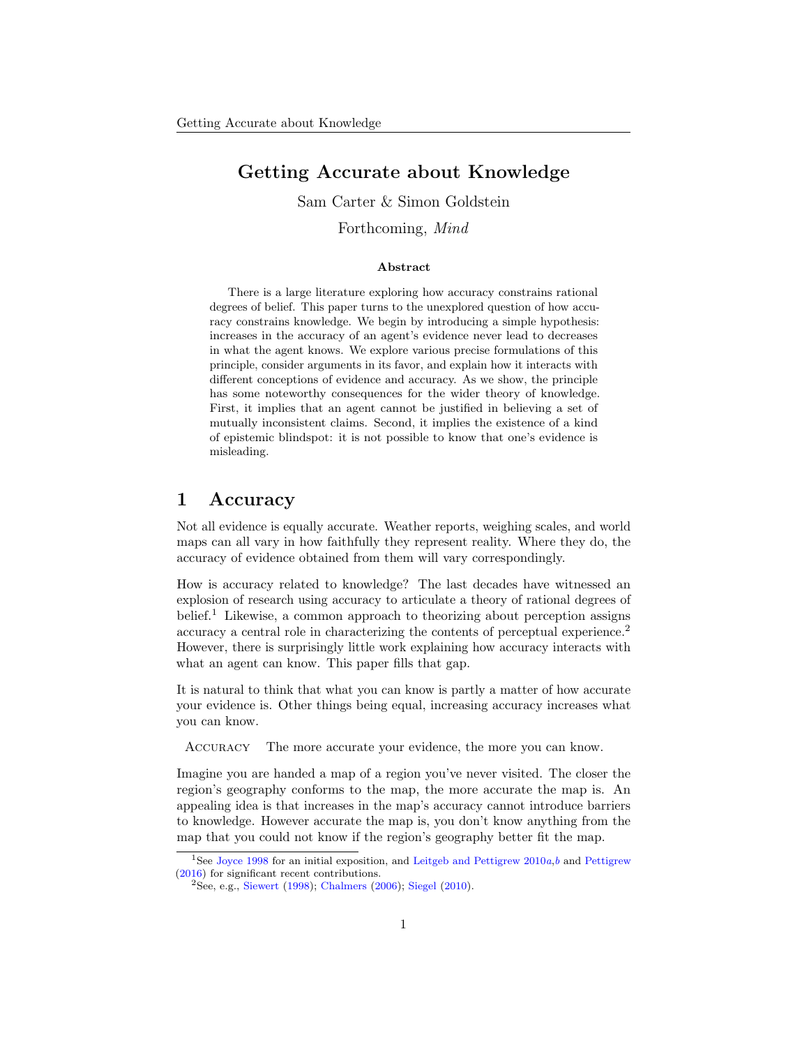# Getting Accurate about Knowledge

Sam Carter & Simon Goldstein

Forthcoming, *Mind*

### Abstract

There is a large literature exploring how accuracy constrains rational degrees of belief. This paper turns to the unexplored question of how accuracy constrains knowledge. We begin by introducing a simple hypothesis: increases in the accuracy of an agent's evidence never lead to decreases in what the agent knows. We explore various precise formulations of this principle, consider arguments in its favor, and explain how it interacts with different conceptions of evidence and accuracy. As we show, the principle has some noteworthy consequences for the wider theory of knowledge. First, it implies that an agent cannot be justified in believing a set of mutually inconsistent claims. Second, it implies the existence of a kind of epistemic blindspot: it is not possible to know that one's evidence is misleading.

## 1 Accuracy

Not all evidence is equally accurate. Weather reports, weighing scales, and world maps can all vary in how faithfully they represent reality. Where they do, the accuracy of evidence obtained from them will vary correspondingly.

How is accuracy related to knowledge? The last decades have witnessed an explosion of research using accuracy to articulate a theory of rational degrees of belief.[1] Likewise, a common approach to theorizing about perception assigns accuracy a central role in characterizing the contents of perceptual experience.[2] However, there is surprisingly little work explaining how accuracy interacts with what an agent can know. This paper fills that gap.

It is natural to think that what you can know is partly a matter of how accurate your evidence is. Other things being equal, increasing accuracy increases what you can know.

Accuracy The more accurate your evidence, the more you can know.

Imagine you are handed a map of a region you've never visited. The closer the region's geography conforms to the map, the more accurate the map is. An appealing idea is that increases in the map's accuracy cannot introduce barriers to knowledge. However accurate the map is, you don't know anything from the map that you could not know if the region's geography better fit the map.

[1] See Joyce 1998 for an initial exposition, and Leitgeb and Pettigrew 2010*a*,*b* and Pettigrew (2016) for significant recent contributions.

[2] See, e.g., Siewert (1998); Chalmers (2006); Siegel (2010).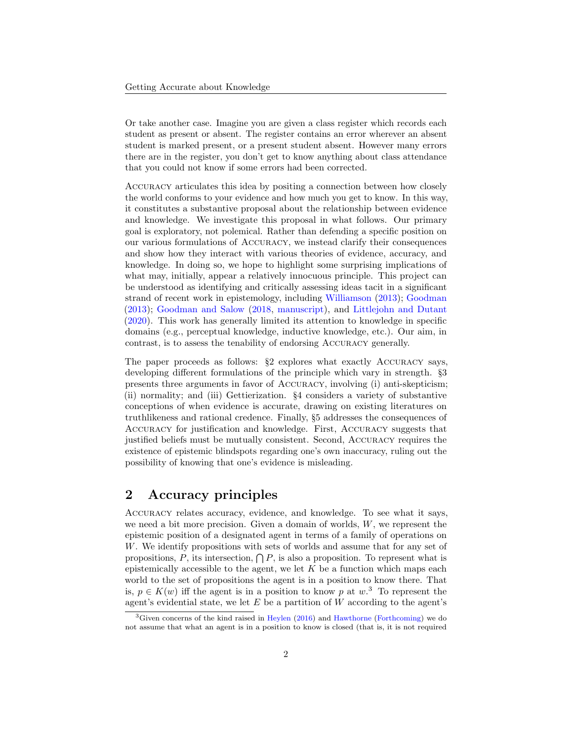Or take another case. Imagine you are given a class register which records each student as present or absent. The register contains an error wherever an absent student is marked present, or a present student absent. However many errors there are in the register, you don't get to know anything about class attendance that you could not know if some errors had been corrected.

Accuracy articulates this idea by positing a connection between how closely the world conforms to your evidence and how much you get to know. In this way, it constitutes a substantive proposal about the relationship between evidence and knowledge. We investigate this proposal in what follows. Our primary goal is exploratory, not polemical. Rather than defending a specific position on our various formulations of Accuracy, we instead clarify their consequences and show how they interact with various theories of evidence, accuracy, and knowledge. In doing so, we hope to highlight some surprising implications of what may, initially, appear a relatively innocuous principle. This project can be understood as identifying and critically assessing ideas tacit in a significant strand of recent work in epistemology, including Williamson (2013); Goodman (2013); Goodman and Salow (2018, manuscript), and Littlejohn and Dutant (2020). This work has generally limited its attention to knowledge in specific domains (e.g., perceptual knowledge, inductive knowledge, etc.). Our aim, in contrast, is to assess the tenability of endorsing Accuracy generally.

The paper proceeds as follows: §2 explores what exactly Accuracy says, developing different formulations of the principle which vary in strength. §3 presents three arguments in favor of Accuracy, involving (i) anti-skepticism; (ii) normality; and (iii) Gettierization. §4 considers a variety of substantive conceptions of when evidence is accurate, drawing on existing literatures on truthlikeness and rational credence. Finally, §5 addresses the consequences of Accuracy for justification and knowledge. First, Accuracy suggests that justified beliefs must be mutually consistent. Second, Accuracy requires the existence of epistemic blindspots regarding one's own inaccuracy, ruling out the possibility of knowing that one's evidence is misleading.

## 2 Accuracy principles

Accuracy relates accuracy, evidence, and knowledge. To see what it says, we need a bit more precision. Given a domain of worlds, $W$, we represent the epistemic position of a designated agent in terms of a family of operations on $W$. We identify propositions with sets of worlds and assume that for any set of propositions, $P$, its intersection, $\bigcap P$, is also a proposition. To represent what is epistemically accessible to the agent, we let $K$ be a function which maps each world to the set of propositions the agent is in a position to know there. That is, $p \in K(w)$ iff the agent is in a position to know $p$ at $w$.[3] To represent the agent's evidential state, we let $E$ be a partition of $W$ according to the agent's

[3] Given concerns of the kind raised in Heylen (2016) and Hawthorne (Forthcoming) we do not assume that what an agent is in a position to know is closed (that is, it is not required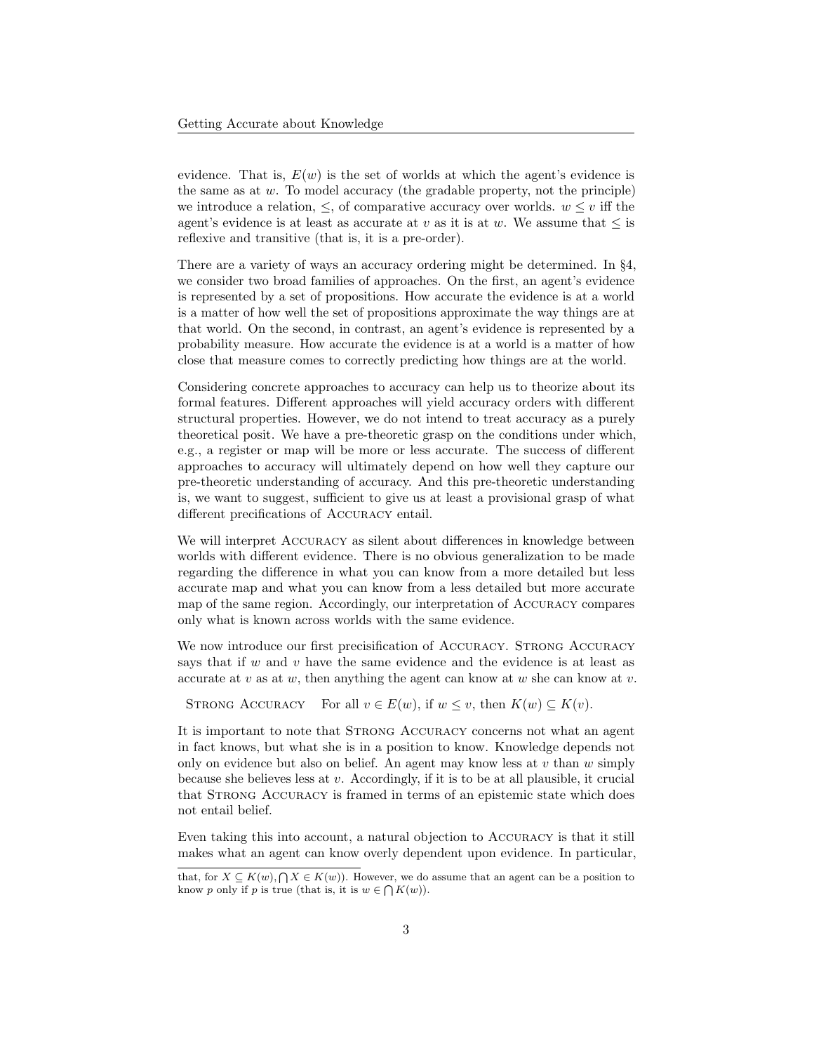evidence. That is, $E(w)$ is the set of worlds at which the agent's evidence is the same as at $w$. To model accuracy (the gradable property, not the principle) we introduce a relation, $\leq$, of comparative accuracy over worlds. $w \leq v$ iff the agent's evidence is at least as accurate at $v$ as it is at $w$. We assume that $\leq$ is reflexive and transitive (that is, it is a pre-order).

There are a variety of ways an accuracy ordering might be determined. In §4, we consider two broad families of approaches. On the first, an agent's evidence is represented by a set of propositions. How accurate the evidence is at a world is a matter of how well the set of propositions approximate the way things are at that world. On the second, in contrast, an agent's evidence is represented by a probability measure. How accurate the evidence is at a world is a matter of how close that measure comes to correctly predicting how things are at the world.

Considering concrete approaches to accuracy can help us to theorize about its formal features. Different approaches will yield accuracy orders with different structural properties. However, we do not intend to treat accuracy as a purely theoretical posit. We have a pre-theoretic grasp on the conditions under which, e.g., a register or map will be more or less accurate. The success of different approaches to accuracy will ultimately depend on how well they capture our pre-theoretic understanding of accuracy. And this pre-theoretic understanding is, we want to suggest, sufficient to give us at least a provisional grasp of what different precifications of Accuracy entail.

We will interpret Accuracy as silent about differences in knowledge between worlds with different evidence. There is no obvious generalization to be made regarding the difference in what you can know from a more detailed but less accurate map and what you can know from a less detailed but more accurate map of the same region. Accordingly, our interpretation of Accuracy compares only what is known across worlds with the same evidence.

We now introduce our first precisification of Accuracy. Strong Accuracy says that if $w$ and $v$ have the same evidence and the evidence is at least as accurate at $v$ as at $w$, then anything the agent can know at $w$ she can know at $v$.

Strong Accuracy  For all $v \in E(w)$, if $w \leq v$, then $K(w) \subseteq K(v)$.

It is important to note that Strong Accuracy concerns not what an agent in fact knows, but what she is in a position to know. Knowledge depends not only on evidence but also on belief. An agent may know less at $v$ than $w$ simply because she believes less at $v$. Accordingly, if it is to be at all plausible, it crucial that Strong Accuracy is framed in terms of an epistemic state which does not entail belief.

Even taking this into account, a natural objection to Accuracy is that it still makes what an agent can know overly dependent upon evidence. In particular,

that, for $X \subseteq K(w), \bigcap X \in K(w)$). However, we do assume that an agent can be a position to know $p$ only if $p$ is true (that is, it is $w \in \bigcap K(w)$).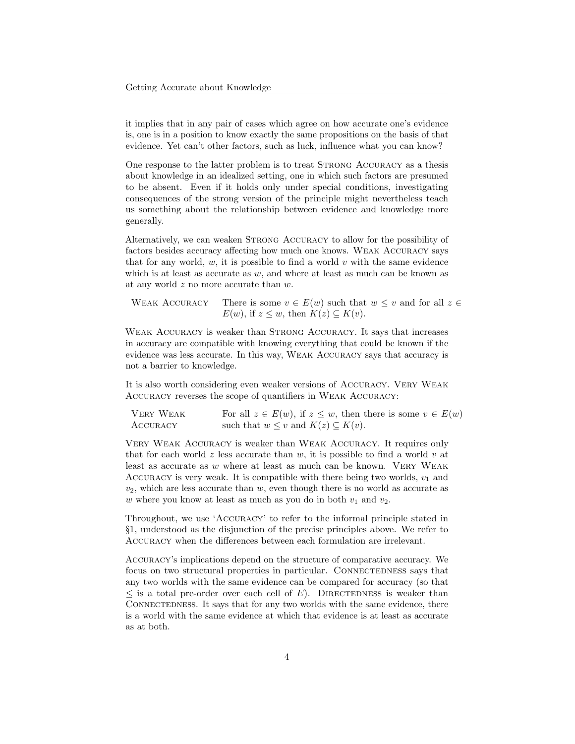it implies that in any pair of cases which agree on how accurate one's evidence is, one is in a position to know exactly the same propositions on the basis of that evidence. Yet can't other factors, such as luck, influence what you can know?

One response to the latter problem is to treat Strong Accuracy as a thesis about knowledge in an idealized setting, one in which such factors are presumed to be absent. Even if it holds only under special conditions, investigating consequences of the strong version of the principle might nevertheless teach us something about the relationship between evidence and knowledge more generally.

Alternatively, we can weaken Strong Accuracy to allow for the possibility of factors besides accuracy affecting how much one knows. Weak Accuracy says that for any world, $w$, it is possible to find a world $v$ with the same evidence which is at least as accurate as $w$, and where at least as much can be known as at any world $z$ no more accurate than $w$.

Weak Accuracy: There is some $v \in E(w)$ such that $w \leq v$ and for all $z \in E(w)$, if $z \leq w$, then $K(z) \subseteq K(v)$.

Weak Accuracy is weaker than Strong Accuracy. It says that increases in accuracy are compatible with knowing everything that could be known if the evidence was less accurate. In this way, Weak Accuracy says that accuracy is not a barrier to knowledge.

It is also worth considering even weaker versions of Accuracy. Very Weak Accuracy reverses the scope of quantifiers in Weak Accuracy:

Very Weak Accuracy: For all $z \in E(w)$, if $z \leq w$, then there is some $v \in E(w)$ such that $w \leq v$ and $K(z) \subseteq K(v)$.

Very Weak Accuracy is weaker than Weak Accuracy. It requires only that for each world $z$ less accurate than $w$, it is possible to find a world $v$ at least as accurate as $w$ where at least as much can be known. Very Weak Accuracy is very weak. It is compatible with there being two worlds, $v_1$ and $v_2$, which are less accurate than $w$, even though there is no world as accurate as $w$ where you know at least as much as you do in both $v_1$ and $v_2$.

Throughout, we use 'Accuracy' to refer to the informal principle stated in §1, understood as the disjunction of the precise principles above. We refer to Accuracy when the differences between each formulation are irrelevant.

Accuracy's implications depend on the structure of comparative accuracy. We focus on two structural properties in particular. Connectedness says that any two worlds with the same evidence can be compared for accuracy (so that $\leq$ is a total pre-order over each cell of $E$). Directedness is weaker than Connectedness. It says that for any two worlds with the same evidence, there is a world with the same evidence at which that evidence is at least as accurate as at both.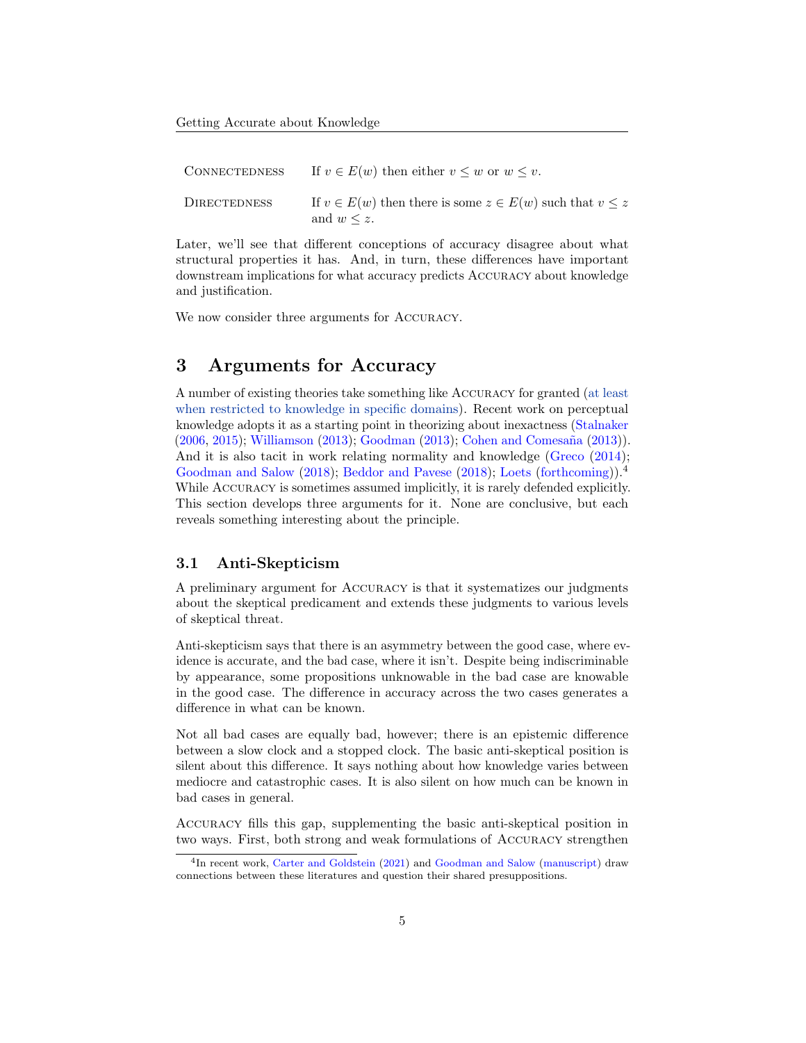| | |
|---|---|
| Connectedness | If $v \in E(w)$ then either $v \leq w$ or $w \leq v$. |
| Directedness | If $v \in E(w)$ then there is some $z \in E(w)$ such that $v \leq z$ and $w \leq z$. |

Later, we'll see that different conceptions of accuracy disagree about what structural properties it has. And, in turn, these differences have important downstream implications for what accuracy predicts Accuracy about knowledge and justification.

We now consider three arguments for Accuracy.

## 3 Arguments for Accuracy

A number of existing theories take something like Accuracy for granted (at least when restricted to knowledge in specific domains). Recent work on perceptual knowledge adopts it as a starting point in theorizing about inexactness (Stalnaker (2006, 2015); Williamson (2013); Goodman (2013); Cohen and Comesaña (2013)). And it is also tacit in work relating normality and knowledge (Greco (2014); Goodman and Salow (2018); Beddor and Pavese (2018); Loets (forthcoming)).[4] While Accuracy is sometimes assumed implicitly, it is rarely defended explicitly. This section develops three arguments for it. None are conclusive, but each reveals something interesting about the principle.

### 3.1 Anti-Skepticism

A preliminary argument for Accuracy is that it systematizes our judgments about the skeptical predicament and extends these judgments to various levels of skeptical threat.

Anti-skepticism says that there is an asymmetry between the good case, where evidence is accurate, and the bad case, where it isn't. Despite being indiscriminable by appearance, some propositions unknowable in the bad case are knowable in the good case. The difference in accuracy across the two cases generates a difference in what can be known.

Not all bad cases are equally bad, however; there is an epistemic difference between a slow clock and a stopped clock. The basic anti-skeptical position is silent about this difference. It says nothing about how knowledge varies between mediocre and catastrophic cases. It is also silent on how much can be known in bad cases in general.

Accuracy fills this gap, supplementing the basic anti-skeptical position in two ways. First, both strong and weak formulations of Accuracy strengthen

[4] In recent work, Carter and Goldstein (2021) and Goodman and Salow (manuscript) draw connections between these literatures and question their shared presuppositions.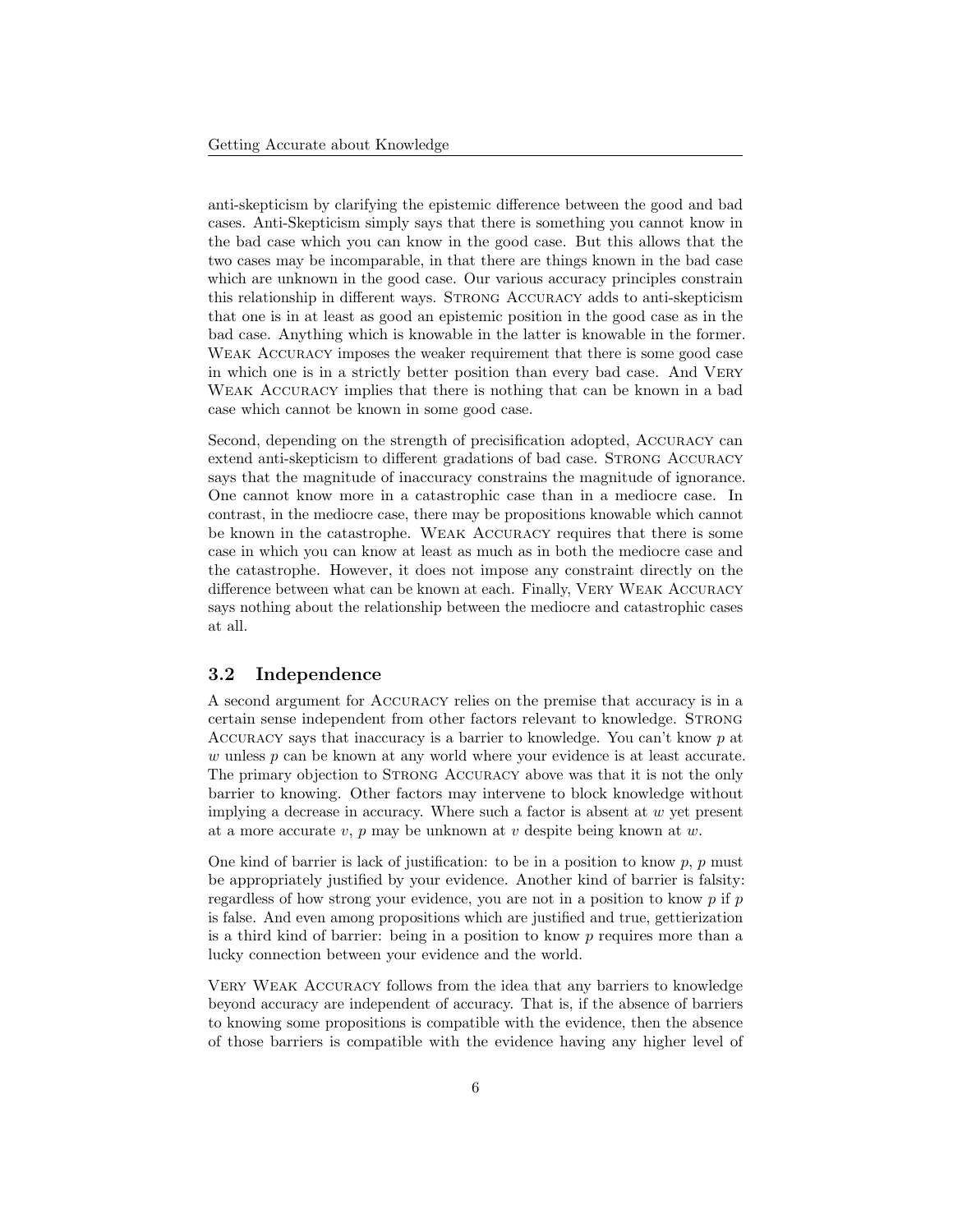anti-skepticism by clarifying the epistemic difference between the good and bad cases. Anti-Skepticism simply says that there is something you cannot know in the bad case which you can know in the good case. But this allows that the two cases may be incomparable, in that there are things known in the bad case which are unknown in the good case. Our various accuracy principles constrain this relationship in different ways. Strong Accuracy adds to anti-skepticism that one is in at least as good an epistemic position in the good case as in the bad case. Anything which is knowable in the latter is knowable in the former. Weak Accuracy imposes the weaker requirement that there is some good case in which one is in a strictly better position than every bad case. And Very Weak Accuracy implies that there is nothing that can be known in a bad case which cannot be known in some good case.

Second, depending on the strength of precisification adopted, Accuracy can extend anti-skepticism to different gradations of bad case. Strong Accuracy says that the magnitude of inaccuracy constrains the magnitude of ignorance. One cannot know more in a catastrophic case than in a mediocre case. In contrast, in the mediocre case, there may be propositions knowable which cannot be known in the catastrophe. Weak Accuracy requires that there is some case in which you can know at least as much as in both the mediocre case and the catastrophe. However, it does not impose any constraint directly on the difference between what can be known at each. Finally, Very Weak Accuracy says nothing about the relationship between the mediocre and catastrophic cases at all.

### 3.2 Independence

A second argument for Accuracy relies on the premise that accuracy is in a certain sense independent from other factors relevant to knowledge. Strong Accuracy says that inaccuracy is a barrier to knowledge. You can't know $p$ at $w$ unless $p$ can be known at any world where your evidence is at least accurate. The primary objection to Strong Accuracy above was that it is not the only barrier to knowing. Other factors may intervene to block knowledge without implying a decrease in accuracy. Where such a factor is absent at $w$ yet present at a more accurate $v$, $p$ may be unknown at $v$ despite being known at $w$.

One kind of barrier is lack of justification: to be in a position to know $p$, $p$ must be appropriately justified by your evidence. Another kind of barrier is falsity: regardless of how strong your evidence, you are not in a position to know $p$ if $p$ is false. And even among propositions which are justified and true, gettierization is a third kind of barrier: being in a position to know $p$ requires more than a lucky connection between your evidence and the world.

Very Weak Accuracy follows from the idea that any barriers to knowledge beyond accuracy are independent of accuracy. That is, if the absence of barriers to knowing some propositions is compatible with the evidence, then the absence of those barriers is compatible with the evidence having any higher level of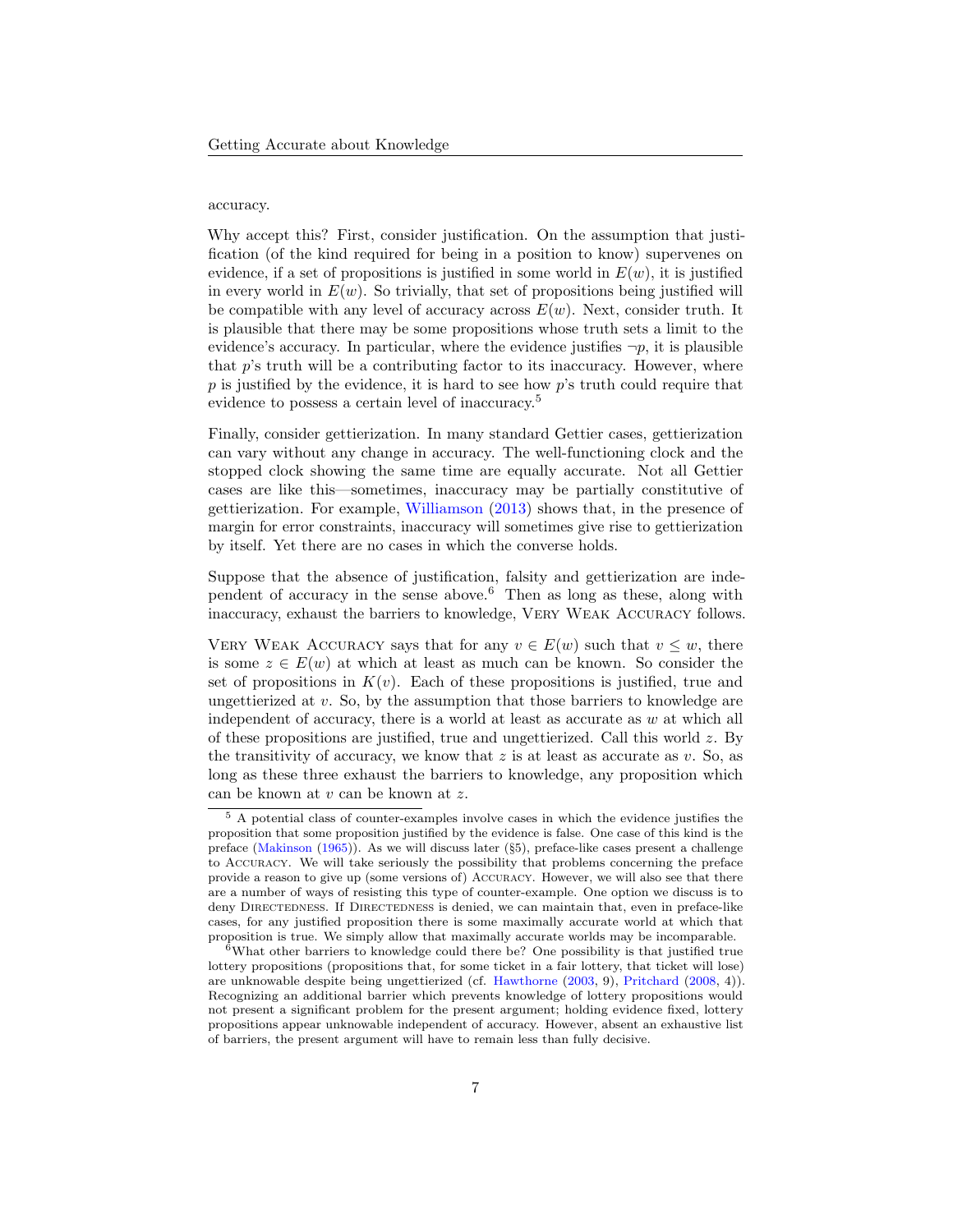accuracy.

Why accept this? First, consider justification. On the assumption that justification (of the kind required for being in a position to know) supervenes on evidence, if a set of propositions is justified in some world in $E(w)$, it is justified in every world in $E(w)$. So trivially, that set of propositions being justified will be compatible with any level of accuracy across $E(w)$. Next, consider truth. It is plausible that there may be some propositions whose truth sets a limit to the evidence's accuracy. In particular, where the evidence justifies $\neg p$, it is plausible that $p$'s truth will be a contributing factor to its inaccuracy. However, where $p$ is justified by the evidence, it is hard to see how $p$'s truth could require that evidence to possess a certain level of inaccuracy.[5]

Finally, consider gettierization. In many standard Gettier cases, gettierization can vary without any change in accuracy. The well-functioning clock and the stopped clock showing the same time are equally accurate. Not all Gettier cases are like this—sometimes, inaccuracy may be partially constitutive of gettierization. For example, Williamson (2013) shows that, in the presence of margin for error constraints, inaccuracy will sometimes give rise to gettierization by itself. Yet there are no cases in which the converse holds.

Suppose that the absence of justification, falsity and gettierization are independent of accuracy in the sense above.[6] Then as long as these, along with inaccuracy, exhaust the barriers to knowledge, Very Weak Accuracy follows.

Very Weak Accuracy says that for any $v \in E(w)$ such that $v \leq w$, there is some $z \in E(w)$ at which at least as much can be known. So consider the set of propositions in $K(v)$. Each of these propositions is justified, true and ungettierized at $v$. So, by the assumption that those barriers to knowledge are independent of accuracy, there is a world at least as accurate as $w$ at which all of these propositions are justified, true and ungettierized. Call this world $z$. By the transitivity of accuracy, we know that $z$ is at least as accurate as $v$. So, as long as these three exhaust the barriers to knowledge, any proposition which can be known at $v$ can be known at $z$.

[5] A potential class of counter-examples involve cases in which the evidence justifies the proposition that some proposition justified by the evidence is false. One case of this kind is the preface (Makinson (1965)). As we will discuss later (§5), preface-like cases present a challenge to Accuracy. We will take seriously the possibility that problems concerning the preface provide a reason to give up (some versions of) Accuracy. However, we will also see that there are a number of ways of resisting this type of counter-example. One option we discuss is to deny Directedness. If Directedness is denied, we can maintain that, even in preface-like cases, for any justified proposition there is some maximally accurate world at which that proposition is true. We simply allow that maximally accurate worlds may be incomparable.

[6] What other barriers to knowledge could there be? One possibility is that justified true lottery propositions (propositions that, for some ticket in a fair lottery, that ticket will lose) are unknowable despite being ungettierized (cf. Hawthorne (2003, 9), Pritchard (2008, 4)). Recognizing an additional barrier which prevents knowledge of lottery propositions would not present a significant problem for the present argument; holding evidence fixed, lottery propositions appear unknowable independent of accuracy. However, absent an exhaustive list of barriers, the present argument will have to remain less than fully decisive.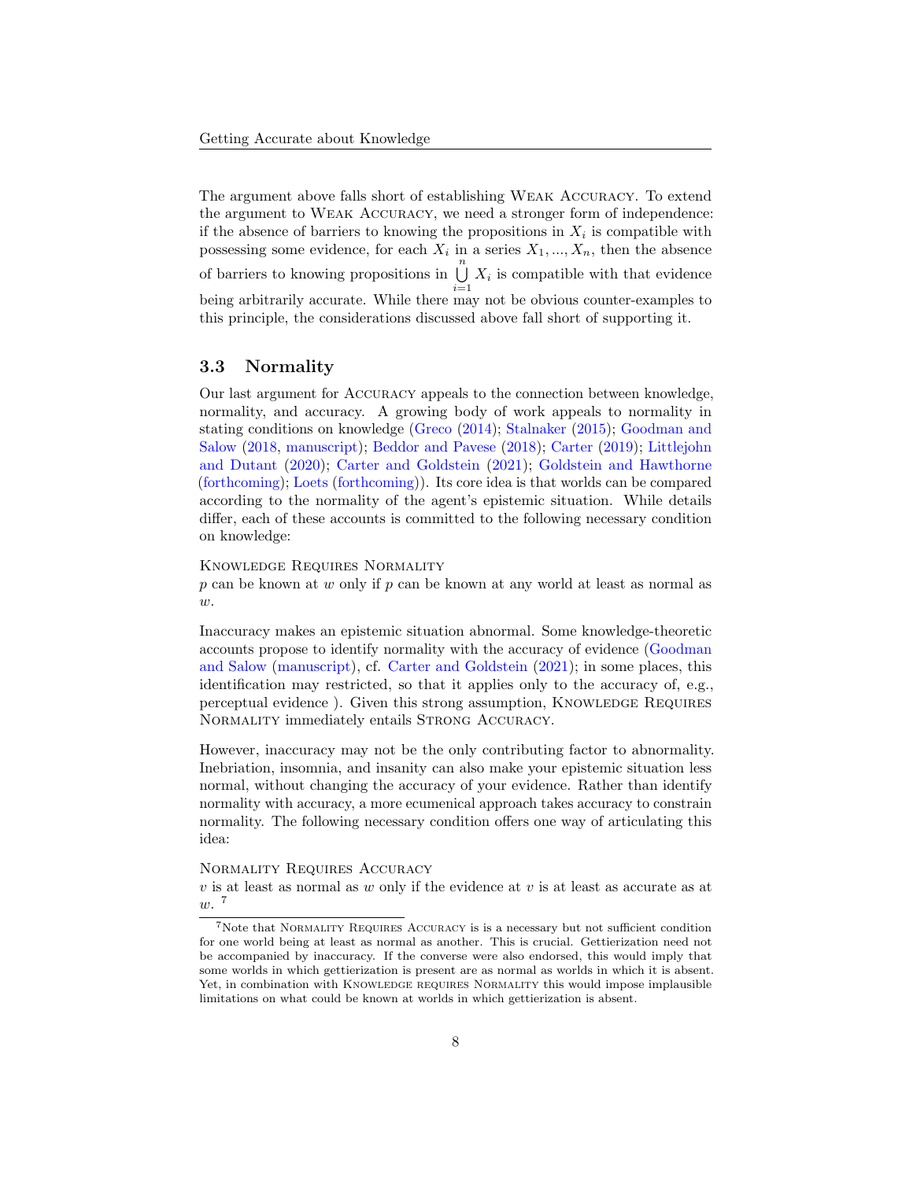The argument above falls short of establishing Weak Accuracy. To extend the argument to Weak Accuracy, we need a stronger form of independence: if the absence of barriers to knowing the propositions in $X_i$ is compatible with possessing some evidence, for each $X_i$ in a series $X_1, ..., X_n$, then the absence of barriers to knowing propositions in $\bigcup_{i=1}^{n} X_i$ is compatible with that evidence being arbitrarily accurate. While there may not be obvious counter-examples to this principle, the considerations discussed above fall short of supporting it.

### 3.3 Normality

Our last argument for Accuracy appeals to the connection between knowledge, normality, and accuracy. A growing body of work appeals to normality in stating conditions on knowledge (Greco (2014); Stalnaker (2015); Goodman and Salow (2018, manuscript); Beddor and Pavese (2018); Carter (2019); Littlejohn and Dutant (2020); Carter and Goldstein (2021); Goldstein and Hawthorne (forthcoming); Loets (forthcoming)). Its core idea is that worlds can be compared according to the normality of the agent's epistemic situation. While details differ, each of these accounts is committed to the following necessary condition on knowledge:

Knowledge Requires Normality
$p$ can be known at $w$ only if $p$ can be known at any world at least as normal as $w$.

Inaccuracy makes an epistemic situation abnormal. Some knowledge-theoretic accounts propose to identify normality with the accuracy of evidence (Goodman and Salow (manuscript), cf. Carter and Goldstein (2021); in some places, this identification may restricted, so that it applies only to the accuracy of, e.g., perceptual evidence ). Given this strong assumption, Knowledge Requires Normality immediately entails Strong Accuracy.

However, inaccuracy may not be the only contributing factor to abnormality. Inebriation, insomnia, and insanity can also make your epistemic situation less normal, without changing the accuracy of your evidence. Rather than identify normality with accuracy, a more ecumenical approach takes accuracy to constrain normality. The following necessary condition offers one way of articulating this idea:

Normality Requires Accuracy
$v$ is at least as normal as $w$ only if the evidence at $v$ is at least as accurate as at $w$. [7]

[7] Note that Normality Requires Accuracy is is a necessary but not sufficient condition for one world being at least as normal as another. This is crucial. Gettierization need not be accompanied by inaccuracy. If the converse were also endorsed, this would imply that some worlds in which gettierization is present are as normal as worlds in which it is absent. Yet, in combination with Knowledge requires Normality this would impose implausible limitations on what could be known at worlds in which gettierization is absent.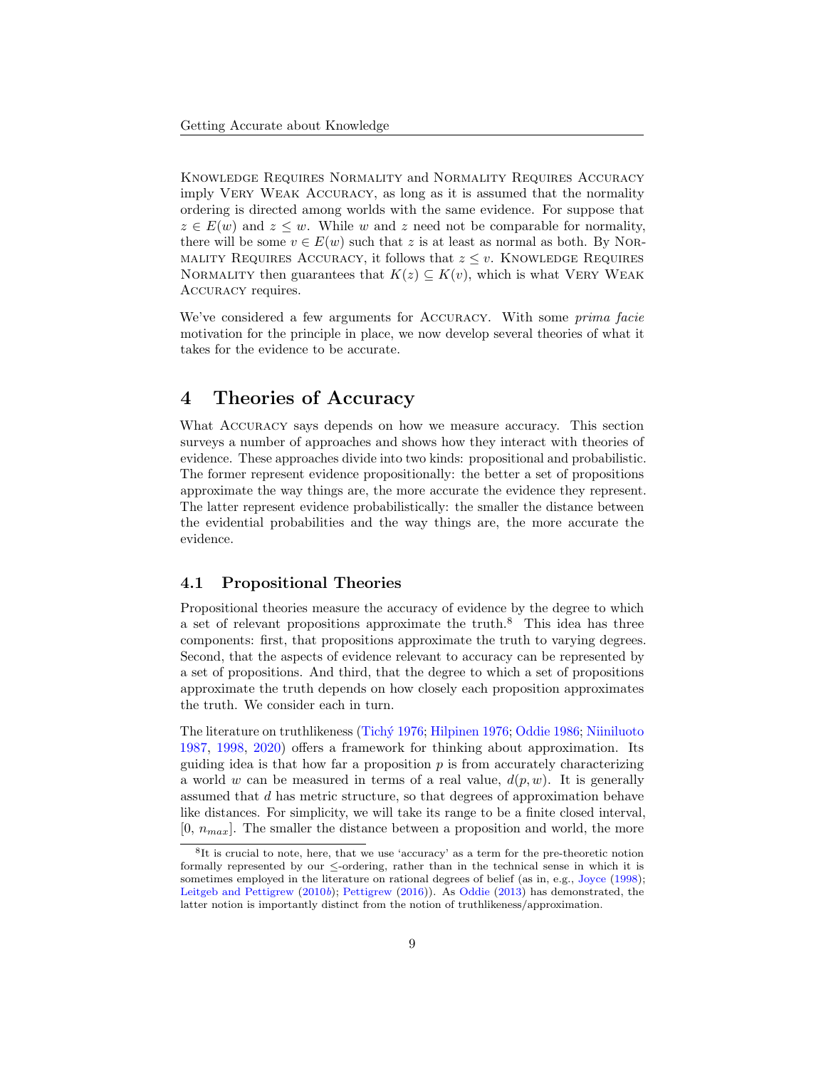Knowledge Requires Normality and Normality Requires Accuracy imply Very Weak Accuracy, as long as it is assumed that the normality ordering is directed among worlds with the same evidence. For suppose that $z \in E(w)$ and $z \leq w$. While $w$ and $z$ need not be comparable for normality, there will be some $v \in E(w)$ such that $z$ is at least as normal as both. By Normality Requires Accuracy, it follows that $z \leq v$. Knowledge Requires Normality then guarantees that $K(z) \subseteq K(v)$, which is what Very Weak Accuracy requires.

We've considered a few arguments for Accuracy. With some *prima facie* motivation for the principle in place, we now develop several theories of what it takes for the evidence to be accurate.

# 4 Theories of Accuracy

What Accuracy says depends on how we measure accuracy. This section surveys a number of approaches and shows how they interact with theories of evidence. These approaches divide into two kinds: propositional and probabilistic. The former represent evidence propositionally: the better a set of propositions approximate the way things are, the more accurate the evidence they represent. The latter represent evidence probabilistically: the smaller the distance between the evidential probabilities and the way things are, the more accurate the evidence.

## 4.1 Propositional Theories

Propositional theories measure the accuracy of evidence by the degree to which a set of relevant propositions approximate the truth.[8] This idea has three components: first, that propositions approximate the truth to varying degrees. Second, that the aspects of evidence relevant to accuracy can be represented by a set of propositions. And third, that the degree to which a set of propositions approximate the truth depends on how closely each proposition approximates the truth. We consider each in turn.

The literature on truthlikeness (Tichý 1976; Hilpinen 1976; Oddie 1986; Niiniluoto 1987, 1998, 2020) offers a framework for thinking about approximation. Its guiding idea is that how far a proposition $p$ is from accurately characterizing a world $w$ can be measured in terms of a real value, $d(p, w)$. It is generally assumed that $d$ has metric structure, so that degrees of approximation behave like distances. For simplicity, we will take its range to be a finite closed interval, $[0, n_{max}]$. The smaller the distance between a proposition and world, the more

[8] It is crucial to note, here, that we use 'accuracy' as a term for the pre-theoretic notion formally represented by our $\leq$-ordering, rather than in the technical sense in which it is sometimes employed in the literature on rational degrees of belief (as in, e.g., Joyce (1998); Leitgeb and Pettigrew (2010*b*); Pettigrew (2016)). As Oddie (2013) has demonstrated, the latter notion is importantly distinct from the notion of truthlikeness/approximation.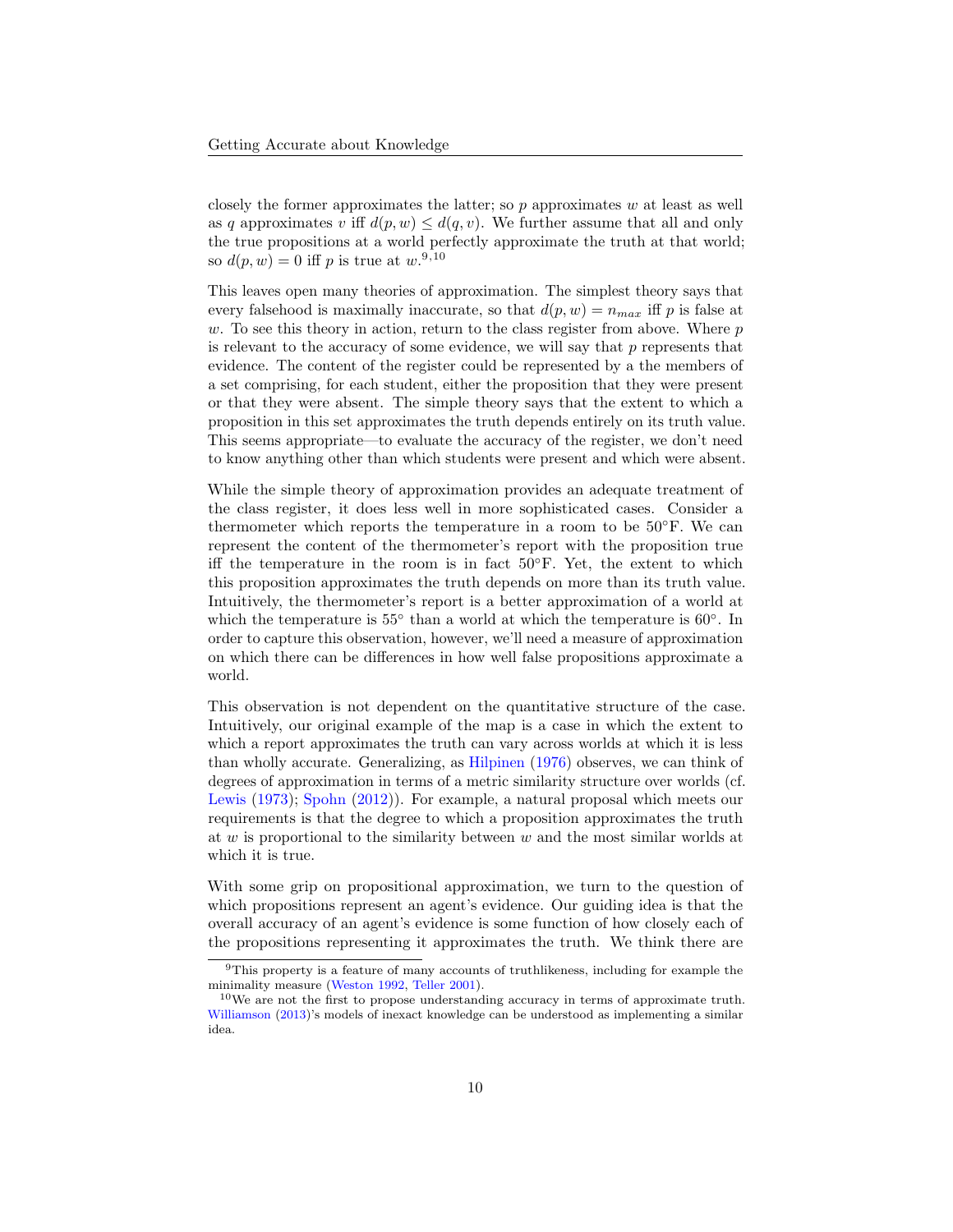closely the former approximates the latter; so $p$ approximates $w$ at least as well as $q$ approximates $v$ iff $d(p, w) \leq d(q, v)$. We further assume that all and only the true propositions at a world perfectly approximate the truth at that world; so $d(p, w) = 0$ iff $p$ is true at $w$.[9,10]

This leaves open many theories of approximation. The simplest theory says that every falsehood is maximally inaccurate, so that $d(p, w) = n_{max}$ iff $p$ is false at $w$. To see this theory in action, return to the class register from above. Where $p$ is relevant to the accuracy of some evidence, we will say that $p$ represents that evidence. The content of the register could be represented by a the members of a set comprising, for each student, either the proposition that they were present or that they were absent. The simple theory says that the extent to which a proposition in this set approximates the truth depends entirely on its truth value. This seems appropriate—to evaluate the accuracy of the register, we don't need to know anything other than which students were present and which were absent.

While the simple theory of approximation provides an adequate treatment of the class register, it does less well in more sophisticated cases. Consider a thermometer which reports the temperature in a room to be 50°F. We can represent the content of the thermometer's report with the proposition true iff the temperature in the room is in fact 50°F. Yet, the extent to which this proposition approximates the truth depends on more than its truth value. Intuitively, the thermometer's report is a better approximation of a world at which the temperature is 55° than a world at which the temperature is 60°. In order to capture this observation, however, we'll need a measure of approximation on which there can be differences in how well false propositions approximate a world.

This observation is not dependent on the quantitative structure of the case. Intuitively, our original example of the map is a case in which the extent to which a report approximates the truth can vary across worlds at which it is less than wholly accurate. Generalizing, as Hilpinen (1976) observes, we can think of degrees of approximation in terms of a metric similarity structure over worlds (cf. Lewis (1973); Spohn (2012)). For example, a natural proposal which meets our requirements is that the degree to which a proposition approximates the truth at $w$ is proportional to the similarity between $w$ and the most similar worlds at which it is true.

With some grip on propositional approximation, we turn to the question of which propositions represent an agent's evidence. Our guiding idea is that the overall accuracy of an agent's evidence is some function of how closely each of the propositions representing it approximates the truth. We think there are

[9] This property is a feature of many accounts of truthlikeness, including for example the minimality measure (Weston 1992, Teller 2001).

[10] We are not the first to propose understanding accuracy in terms of approximate truth. Williamson (2013)'s models of inexact knowledge can be understood as implementing a similar idea.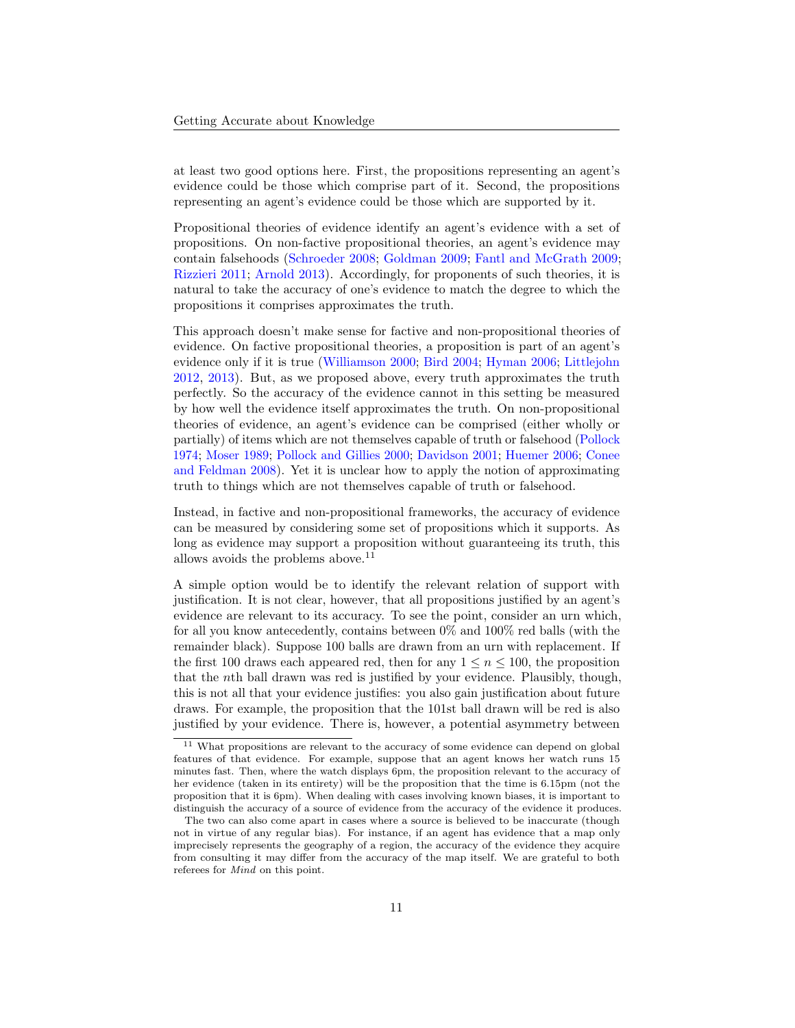at least two good options here. First, the propositions representing an agent's evidence could be those which comprise part of it. Second, the propositions representing an agent's evidence could be those which are supported by it.

Propositional theories of evidence identify an agent's evidence with a set of propositions. On non-factive propositional theories, an agent's evidence may contain falsehoods (Schroeder 2008; Goldman 2009; Fantl and McGrath 2009; Rizzieri 2011; Arnold 2013). Accordingly, for proponents of such theories, it is natural to take the accuracy of one's evidence to match the degree to which the propositions it comprises approximates the truth.

This approach doesn't make sense for factive and non-propositional theories of evidence. On factive propositional theories, a proposition is part of an agent's evidence only if it is true (Williamson 2000; Bird 2004; Hyman 2006; Littlejohn 2012, 2013). But, as we proposed above, every truth approximates the truth perfectly. So the accuracy of the evidence cannot in this setting be measured by how well the evidence itself approximates the truth. On non-propositional theories of evidence, an agent's evidence can be comprised (either wholly or partially) of items which are not themselves capable of truth or falsehood (Pollock 1974; Moser 1989; Pollock and Gillies 2000; Davidson 2001; Huemer 2006; Conee and Feldman 2008). Yet it is unclear how to apply the notion of approximating truth to things which are not themselves capable of truth or falsehood.

Instead, in factive and non-propositional frameworks, the accuracy of evidence can be measured by considering some set of propositions which it supports. As long as evidence may support a proposition without guaranteeing its truth, this allows avoids the problems above.[11]

A simple option would be to identify the relevant relation of support with justification. It is not clear, however, that all propositions justified by an agent's evidence are relevant to its accuracy. To see the point, consider an urn which, for all you know antecedently, contains between 0% and 100% red balls (with the remainder black). Suppose 100 balls are drawn from an urn with replacement. If the first 100 draws each appeared red, then for any $1 \leq n \leq 100$, the proposition that the $n$th ball drawn was red is justified by your evidence. Plausibly, though, this is not all that your evidence justifies: you also gain justification about future draws. For example, the proposition that the 101st ball drawn will be red is also justified by your evidence. There is, however, a potential asymmetry between

[11] What propositions are relevant to the accuracy of some evidence can depend on global features of that evidence. For example, suppose that an agent knows her watch runs 15 minutes fast. Then, where the watch displays 6pm, the proposition relevant to the accuracy of her evidence (taken in its entirety) will be the proposition that the time is 6.15pm (not the proposition that it is 6pm). When dealing with cases involving known biases, it is important to distinguish the accuracy of a source of evidence from the accuracy of the evidence it produces.

The two can also come apart in cases where a source is believed to be inaccurate (though not in virtue of any regular bias). For instance, if an agent has evidence that a map only imprecisely represents the geography of a region, the accuracy of the evidence they acquire from consulting it may differ from the accuracy of the map itself. We are grateful to both referees for *Mind* on this point.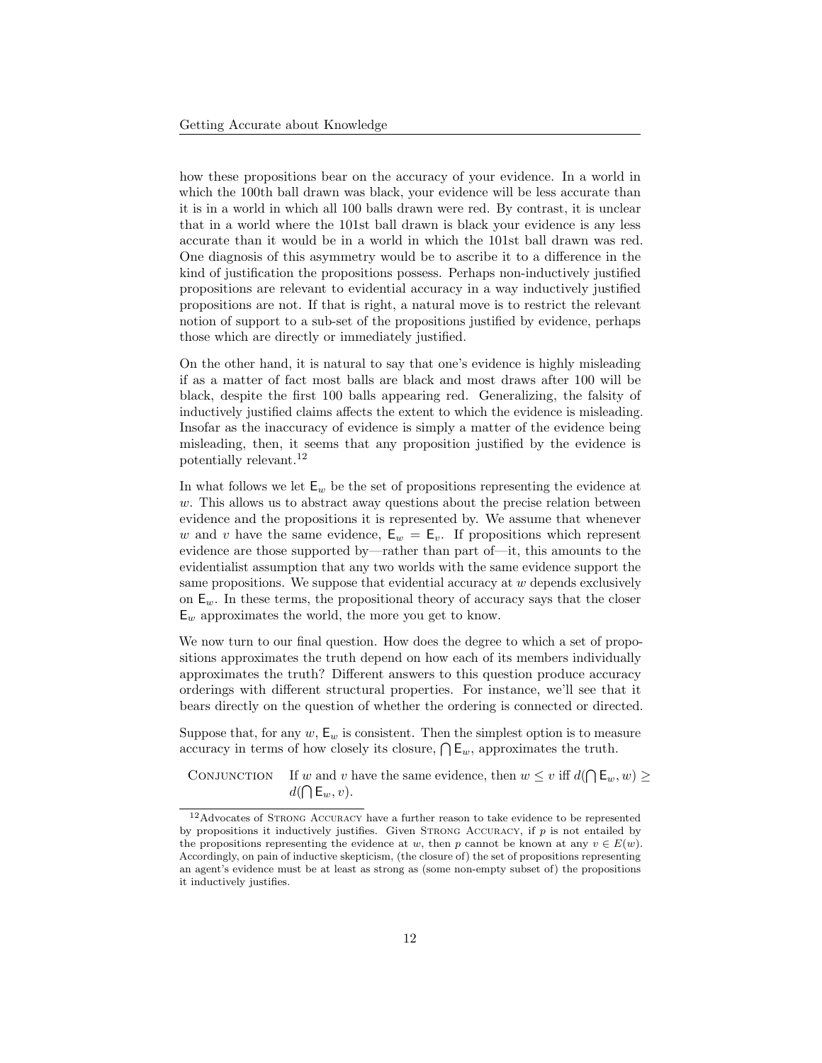how these propositions bear on the accuracy of your evidence. In a world in which the 100th ball drawn was black, your evidence will be less accurate than it is in a world in which all 100 balls drawn were red. By contrast, it is unclear that in a world where the 101st ball drawn is black your evidence is any less accurate than it would be in a world in which the 101st ball drawn was red. One diagnosis of this asymmetry would be to ascribe it to a difference in the kind of justification the propositions possess. Perhaps non-inductively justified propositions are relevant to evidential accuracy in a way inductively justified propositions are not. If that is right, a natural move is to restrict the relevant notion of support to a sub-set of the propositions justified by evidence, perhaps those which are directly or immediately justified.

On the other hand, it is natural to say that one's evidence is highly misleading if as a matter of fact most balls are black and most draws after 100 will be black, despite the first 100 balls appearing red. Generalizing, the falsity of inductively justified claims affects the extent to which the evidence is misleading. Insofar as the inaccuracy of evidence is simply a matter of the evidence being misleading, then, it seems that any proposition justified by the evidence is potentially relevant.[12]

In what follows we let $\mathsf{E}_w$ be the set of propositions representing the evidence at $w$. This allows us to abstract away questions about the precise relation between evidence and the propositions it is represented by. We assume that whenever $w$ and $v$ have the same evidence, $\mathsf{E}_w = \mathsf{E}_v$. If propositions which represent evidence are those supported by—rather than part of—it, this amounts to the evidentialist assumption that any two worlds with the same evidence support the same propositions. We suppose that evidential accuracy at $w$ depends exclusively on $\mathsf{E}_w$. In these terms, the propositional theory of accuracy says that the closer $\mathsf{E}_w$ approximates the world, the more you get to know.

We now turn to our final question. How does the degree to which a set of propositions approximates the truth depend on how each of its members individually approximates the truth? Different answers to this question produce accuracy orderings with different structural properties. For instance, we'll see that it bears directly on the question of whether the ordering is connected or directed.

Suppose that, for any $w$, $\mathsf{E}_w$ is consistent. Then the simplest option is to measure accuracy in terms of how closely its closure, $\bigcap \mathsf{E}_w$, approximates the truth.

CONJUNCTION  If $w$ and $v$ have the same evidence, then $w \leq v$ iff $d(\bigcap \mathsf{E}_w, w) \geq d(\bigcap \mathsf{E}_w, v)$.

[12] Advocates of STRONG ACCURACY have a further reason to take evidence to be represented by propositions it inductively justifies. Given STRONG ACCURACY, if $p$ is not entailed by the propositions representing the evidence at $w$, then $p$ cannot be known at any $v \in E(w)$. Accordingly, on pain of inductive skepticism, (the closure of) the set of propositions representing an agent's evidence must be at least as strong as (some non-empty subset of) the propositions it inductively justifies.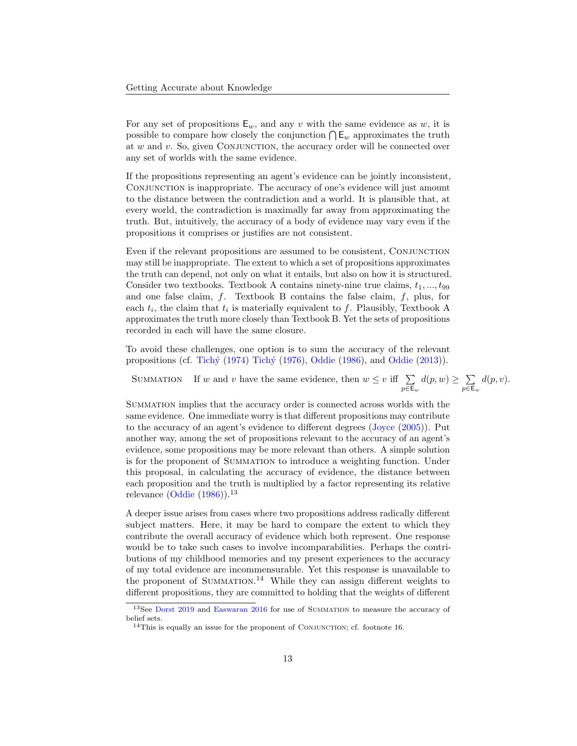For any set of propositions $\mathsf{E}_w$, and any $v$ with the same evidence as $w$, it is possible to compare how closely the conjunction $\bigcap \mathsf{E}_w$ approximates the truth at $w$ and $v$. So, given CONJUNCTION, the accuracy order will be connected over any set of worlds with the same evidence.

If the propositions representing an agent's evidence can be jointly inconsistent, CONJUNCTION is inappropriate. The accuracy of one's evidence will just amount to the distance between the contradiction and a world. It is plausible that, at every world, the contradiction is maximally far away from approximating the truth. But, intuitively, the accuracy of a body of evidence may vary even if the propositions it comprises or justifies are not consistent.

Even if the relevant propositions are assumed to be consistent, CONJUNCTION may still be inappropriate. The extent to which a set of propositions approximates the truth can depend, not only on what it entails, but also on how it is structured. Consider two textbooks. Textbook A contains ninety-nine true claims, $t_1, ..., t_{99}$ and one false claim, $f$. Textbook B contains the false claim, $f$, plus, for each $t_i$, the claim that $t_i$ is materially equivalent to $f$. Plausibly, Textbook A approximates the truth more closely than Textbook B. Yet the sets of propositions recorded in each will have the same closure.

To avoid these challenges, one option is to sum the accuracy of the relevant propositions (cf. Tichý (1974) Tichý (1976), Oddie (1986), and Oddie (2013)).

SUMMATION  If $w$ and $v$ have the same evidence, then $w \leq v$ iff $\sum_{p \in \mathsf{E}_w} d(p, w) \geq \sum_{p \in \mathsf{E}_w} d(p, v)$.

SUMMATION implies that the accuracy order is connected across worlds with the same evidence. One immediate worry is that different propositions may contribute to the accuracy of an agent's evidence to different degrees (Joyce (2005)). Put another way, among the set of propositions relevant to the accuracy of an agent's evidence, some propositions may be more relevant than others. A simple solution is for the proponent of SUMMATION to introduce a weighting function. Under this proposal, in calculating the accuracy of evidence, the distance between each proposition and the truth is multiplied by a factor representing its relative relevance (Oddie (1986)).[13]

A deeper issue arises from cases where two propositions address radically different subject matters. Here, it may be hard to compare the extent to which they contribute the overall accuracy of evidence which both represent. One response would be to take such cases to involve incomparabilities. Perhaps the contributions of my childhood memories and my present experiences to the accuracy of my total evidence are incommensurable. Yet this response is unavailable to the proponent of SUMMATION.[14] While they can assign different weights to different propositions, they are committed to holding that the weights of different

[13] See Dorst 2019 and Easwaran 2016 for use of SUMMATION to measure the accuracy of belief sets.

[14] This is equally an issue for the proponent of CONJUNCTION; cf. footnote 16.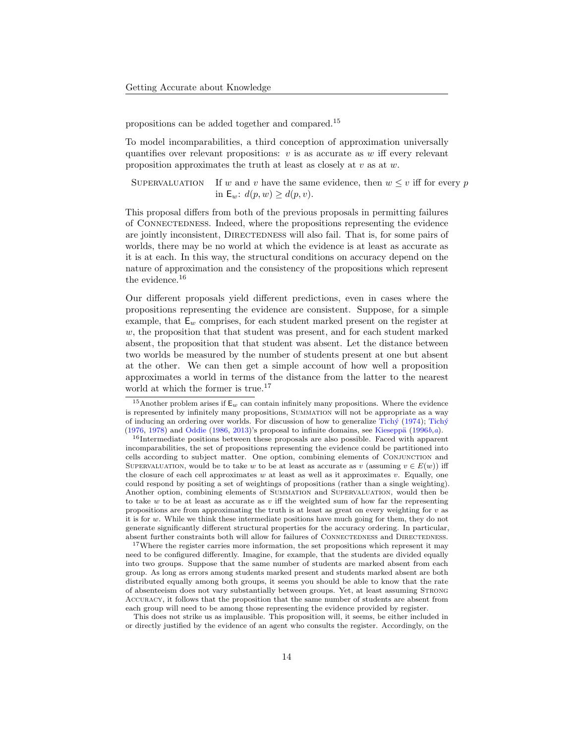propositions can be added together and compared.[15]

To model incomparabilities, a third conception of approximation universally quantifies over relevant propositions: $v$ is as accurate as $w$ iff every relevant proposition approximates the truth at least as closely at $v$ as at $w$.

> SUPERVALUATION  If $w$ and $v$ have the same evidence, then $w \leq v$ iff for every $p$ in $\mathsf{E}_w$: $d(p, w) \geq d(p, v)$.

This proposal differs from both of the previous proposals in permitting failures of CONNECTEDNESS. Indeed, where the propositions representing the evidence are jointly inconsistent, DIRECTEDNESS will also fail. That is, for some pairs of worlds, there may be no world at which the evidence is at least as accurate as it is at each. In this way, the structural conditions on accuracy depend on the nature of approximation and the consistency of the propositions which represent the evidence.[16]

Our different proposals yield different predictions, even in cases where the propositions representing the evidence are consistent. Suppose, for a simple example, that $\mathsf{E}_w$ comprises, for each student marked present on the register at $w$, the proposition that that student was present, and for each student marked absent, the proposition that that student was absent. Let the distance between two worlds be measured by the number of students present at one but absent at the other. We can then get a simple account of how well a proposition approximates a world in terms of the distance from the latter to the nearest world at which the former is true.[17]

[15] Another problem arises if $\mathsf{E}_w$ can contain infinitely many propositions. Where the evidence is represented by infinitely many propositions, SUMMATION will not be appropriate as a way of inducing an ordering over worlds. For discussion of how to generalize Tichý (1974); Tichý (1976, 1978) and Oddie (1986, 2013)'s proposal to infinite domains, see Kieseppä (1996*b*,*a*).

[16] Intermediate positions between these proposals are also possible. Faced with apparent incomparabilities, the set of propositions representing the evidence could be partitioned into cells according to subject matter. One option, combining elements of CONJUNCTION and SUPERVALUATION, would be to take $w$ to be at least as accurate as $v$ (assuming $v \in E(w)$) iff the closure of each cell approximates $w$ at least as well as it approximates $v$. Equally, one could respond by positing a set of weightings of propositions (rather than a single weighting). Another option, combining elements of SUMMATION and SUPERVALUATION, would then be to take $w$ to be at least as accurate as $v$ iff the weighted sum of how far the representing propositions are from approximating the truth is at least as great on every weighting for $v$ as it is for $w$. While we think these intermediate positions have much going for them, they do not generate significantly different structural properties for the accuracy ordering. In particular, absent further constraints both will allow for failures of CONNECTEDNESS and DIRECTEDNESS.

[17] Where the register carries more information, the set propositions which represent it may need to be configured differently. Imagine, for example, that the students are divided equally into two groups. Suppose that the same number of students are marked absent from each group. As long as errors among students marked present and students marked absent are both distributed equally among both groups, it seems you should be able to know that the rate of absenteeism does not vary substantially between groups. Yet, at least assuming STRONG ACCURACY, it follows that the proposition that the same number of students are absent from each group will need to be among those representing the evidence provided by register.

This does not strike us as implausible. This proposition will, it seems, be either included in or directly justified by the evidence of an agent who consults the register. Accordingly, on the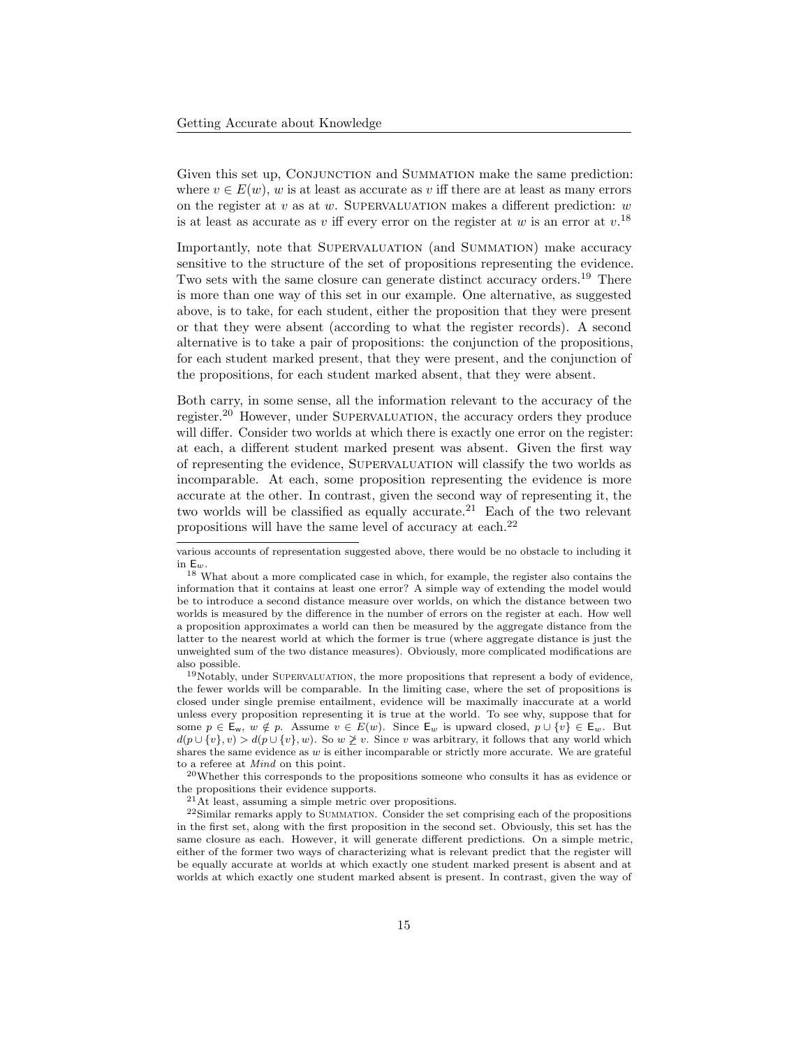Given this set up, Conjunction and Summation make the same prediction: where $v \in E(w)$, $w$ is at least as accurate as $v$ iff there are at least as many errors on the register at $v$ as at $w$. Supervaluation makes a different prediction: $w$ is at least as accurate as $v$ iff every error on the register at $w$ is an error at $v$.[18]

Importantly, note that Supervaluation (and Summation) make accuracy sensitive to the structure of the set of propositions representing the evidence. Two sets with the same closure can generate distinct accuracy orders.[19] There is more than one way of this set in our example. One alternative, as suggested above, is to take, for each student, either the proposition that they were present or that they were absent (according to what the register records). A second alternative is to take a pair of propositions: the conjunction of the propositions, for each student marked present, that they were present, and the conjunction of the propositions, for each student marked absent, that they were absent.

Both carry, in some sense, all the information relevant to the accuracy of the register.[20] However, under Supervaluation, the accuracy orders they produce will differ. Consider two worlds at which there is exactly one error on the register: at each, a different student marked present was absent. Given the first way of representing the evidence, Supervaluation will classify the two worlds as incomparable. At each, some proposition representing the evidence is more accurate at the other. In contrast, given the second way of representing it, the two worlds will be classified as equally accurate.[21] Each of the two relevant propositions will have the same level of accuracy at each.[22]

---

various accounts of representation suggested above, there would be no obstacle to including it in $\mathsf{E}_w$.

[18] What about a more complicated case in which, for example, the register also contains the information that it contains at least one error? A simple way of extending the model would be to introduce a second distance measure over worlds, on which the distance between two worlds is measured by the difference in the number of errors on the register at each. How well a proposition approximates a world can then be measured by the aggregate distance from the latter to the nearest world at which the former is true (where aggregate distance is just the unweighted sum of the two distance measures). Obviously, more complicated modifications are also possible.

[19] Notably, under Supervaluation, the more propositions that represent a body of evidence, the fewer worlds will be comparable. In the limiting case, where the set of propositions is closed under single premise entailment, evidence will be maximally inaccurate at a world unless every proposition representing it is true at the world. To see why, suppose that for some $p \in \mathsf{E_w}$, $w \notin p$. Assume $v \in E(w)$. Since $\mathsf{E}_w$ is upward closed, $p \cup \{v\} \in \mathsf{E}_w$. But $d(p \cup \{v\}, v) > d(p \cup \{v\}, w)$. So $w \not\succeq v$. Since $v$ was arbitrary, it follows that any world which shares the same evidence as $w$ is either incomparable or strictly more accurate. We are grateful to a referee at *Mind* on this point.

[20] Whether this corresponds to the propositions someone who consults it has as evidence or the propositions their evidence supports.

[21] At least, assuming a simple metric over propositions.

[22] Similar remarks apply to Summation. Consider the set comprising each of the propositions in the first set, along with the first proposition in the second set. Obviously, this set has the same closure as each. However, it will generate different predictions. On a simple metric, either of the former two ways of characterizing what is relevant predict that the register will be equally accurate at worlds at which exactly one student marked present is absent and at worlds at which exactly one student marked absent is present. In contrast, given the way of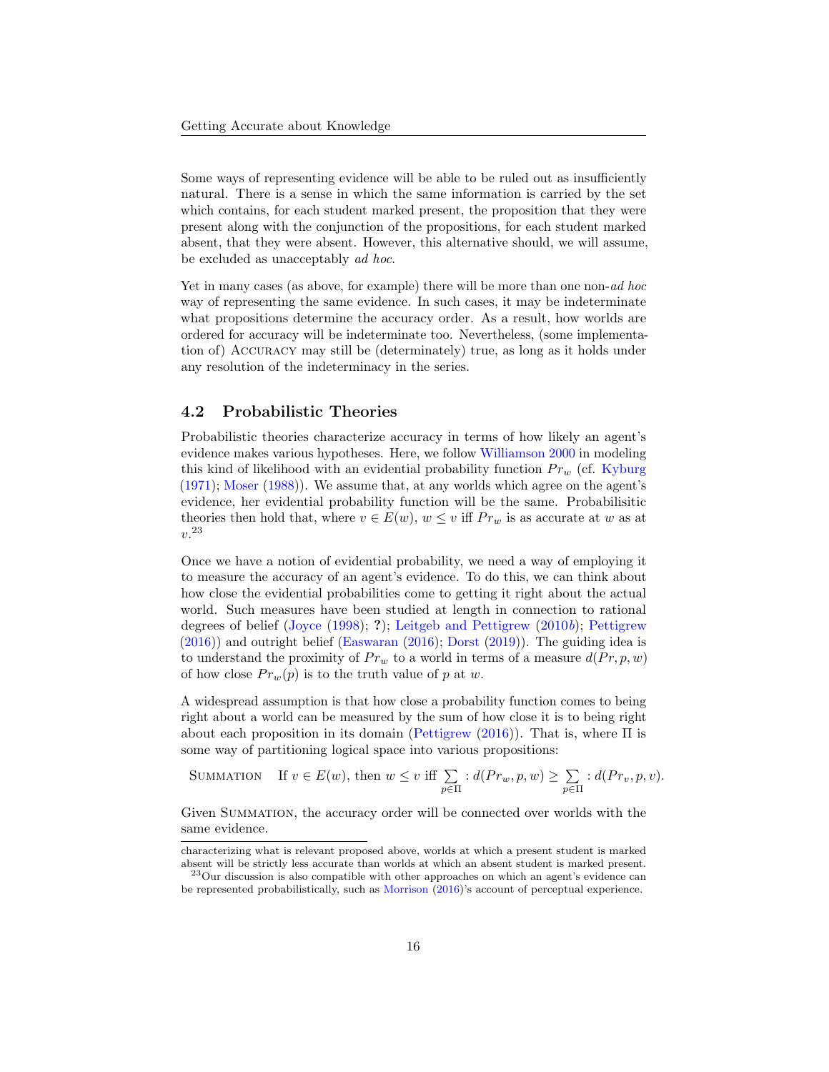Some ways of representing evidence will be able to be ruled out as insufficiently natural. There is a sense in which the same information is carried by the set which contains, for each student marked present, the proposition that they were present along with the conjunction of the propositions, for each student marked absent, that they were absent. However, this alternative should, we will assume, be excluded as unacceptably *ad hoc*.

Yet in many cases (as above, for example) there will be more than one non-*ad hoc* way of representing the same evidence. In such cases, it may be indeterminate what propositions determine the accuracy order. As a result, how worlds are ordered for accuracy will be indeterminate too. Nevertheless, (some implementation of) Accuracy may still be (determinately) true, as long as it holds under any resolution of the indeterminacy in the series.

## 4.2 Probabilistic Theories

Probabilistic theories characterize accuracy in terms of how likely an agent's evidence makes various hypotheses. Here, we follow Williamson 2000 in modeling this kind of likelihood with an evidential probability function $Pr_w$ (cf. Kyburg (1971); Moser (1988)). We assume that, at any worlds which agree on the agent's evidence, her evidential probability function will be the same. Probabilisitic theories then hold that, where $v \in E(w)$, $w \leq v$ iff $Pr_w$ is as accurate at $w$ as at $v$.[23]

Once we have a notion of evidential probability, we need a way of employing it to measure the accuracy of an agent's evidence. To do this, we can think about how close the evidential probabilities come to getting it right about the actual world. Such measures have been studied at length in connection to rational degrees of belief (Joyce (1998); **?**); Leitgeb and Pettigrew (2010*b*); Pettigrew (2016)) and outright belief (Easwaran (2016); Dorst (2019)). The guiding idea is to understand the proximity of $Pr_w$ to a world in terms of a measure $d(Pr, p, w)$ of how close $Pr_w(p)$ is to the truth value of $p$ at $w$.

A widespread assumption is that how close a probability function comes to being right about a world can be measured by the sum of how close it is to being right about each proposition in its domain (Pettigrew (2016)). That is, where $\Pi$ is some way of partitioning logical space into various propositions:

Summation If $v \in E(w)$, then $w \leq v$ iff $\sum_{p \in \Pi} : d(Pr_w, p, w) \geq \sum_{p \in \Pi} : d(Pr_v, p, v)$.

Given Summation, the accuracy order will be connected over worlds with the same evidence.

characterizing what is relevant proposed above, worlds at which a present student is marked absent will be strictly less accurate than worlds at which an absent student is marked present.

[23] Our discussion is also compatible with other approaches on which an agent's evidence can be represented probabilistically, such as Morrison (2016)'s account of perceptual experience.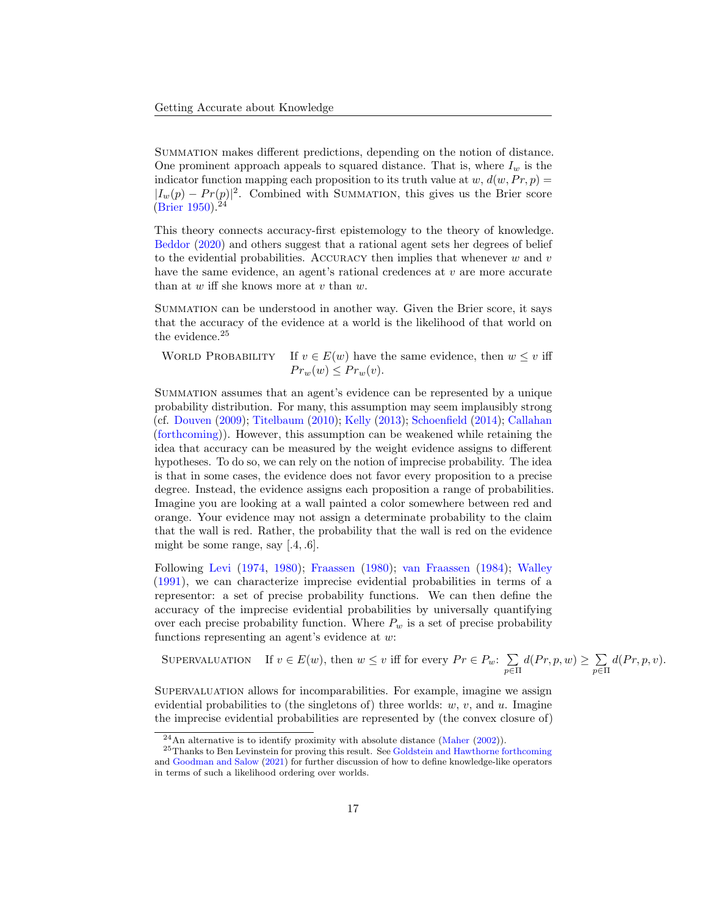SUMMATION makes different predictions, depending on the notion of distance. One prominent approach appeals to squared distance. That is, where $I_w$ is the indicator function mapping each proposition to its truth value at $w$, $d(w, Pr, p) = |I_w(p) - Pr(p)|^2$. Combined with SUMMATION, this gives us the Brier score (Brier 1950).[24]

This theory connects accuracy-first epistemology to the theory of knowledge. Beddor (2020) and others suggest that a rational agent sets her degrees of belief to the evidential probabilities. ACCURACY then implies that whenever $w$ and $v$ have the same evidence, an agent's rational credences at $v$ are more accurate than at $w$ iff she knows more at $v$ than $w$.

SUMMATION can be understood in another way. Given the Brier score, it says that the accuracy of the evidence at a world is the likelihood of that world on the evidence.[25]

> WORLD PROBABILITY  If $v \in E(w)$ have the same evidence, then $w \leq v$ iff $Pr_w(w) \leq Pr_w(v)$.

SUMMATION assumes that an agent's evidence can be represented by a unique probability distribution. For many, this assumption may seem implausibly strong (cf. Douven (2009); Titelbaum (2010); Kelly (2013); Schoenfield (2014); Callahan (forthcoming)). However, this assumption can be weakened while retaining the idea that accuracy can be measured by the weight evidence assigns to different hypotheses. To do so, we can rely on the notion of imprecise probability. The idea is that in some cases, the evidence does not favor every proposition to a precise degree. Instead, the evidence assigns each proposition a range of probabilities. Imagine you are looking at a wall painted a color somewhere between red and orange. Your evidence may not assign a determinate probability to the claim that the wall is red. Rather, the probability that the wall is red on the evidence might be some range, say [.4, .6].

Following Levi (1974, 1980); Fraassen (1980); van Fraassen (1984); Walley (1991), we can characterize imprecise evidential probabilities in terms of a representor: a set of precise probability functions. We can then define the accuracy of the imprecise evidential probabilities by universally quantifying over each precise probability function. Where $P_w$ is a set of precise probability functions representing an agent's evidence at $w$:

> SUPERVALUATION  If $v \in E(w)$, then $w \leq v$ iff for every $Pr \in P_w$: $\sum_{p \in \Pi} d(Pr, p, w) \geq \sum_{p \in \Pi} d(Pr, p, v)$.

SUPERVALUATION allows for incomparabilities. For example, imagine we assign evidential probabilities to (the singletons of) three worlds: $w$, $v$, and $u$. Imagine the imprecise evidential probabilities are represented by (the convex closure of)

[24] An alternative is to identify proximity with absolute distance (Maher (2002)).

[25] Thanks to Ben Levinstein for proving this result. See Goldstein and Hawthorne forthcoming and Goodman and Salow (2021) for further discussion of how to define knowledge-like operators in terms of such a likelihood ordering over worlds.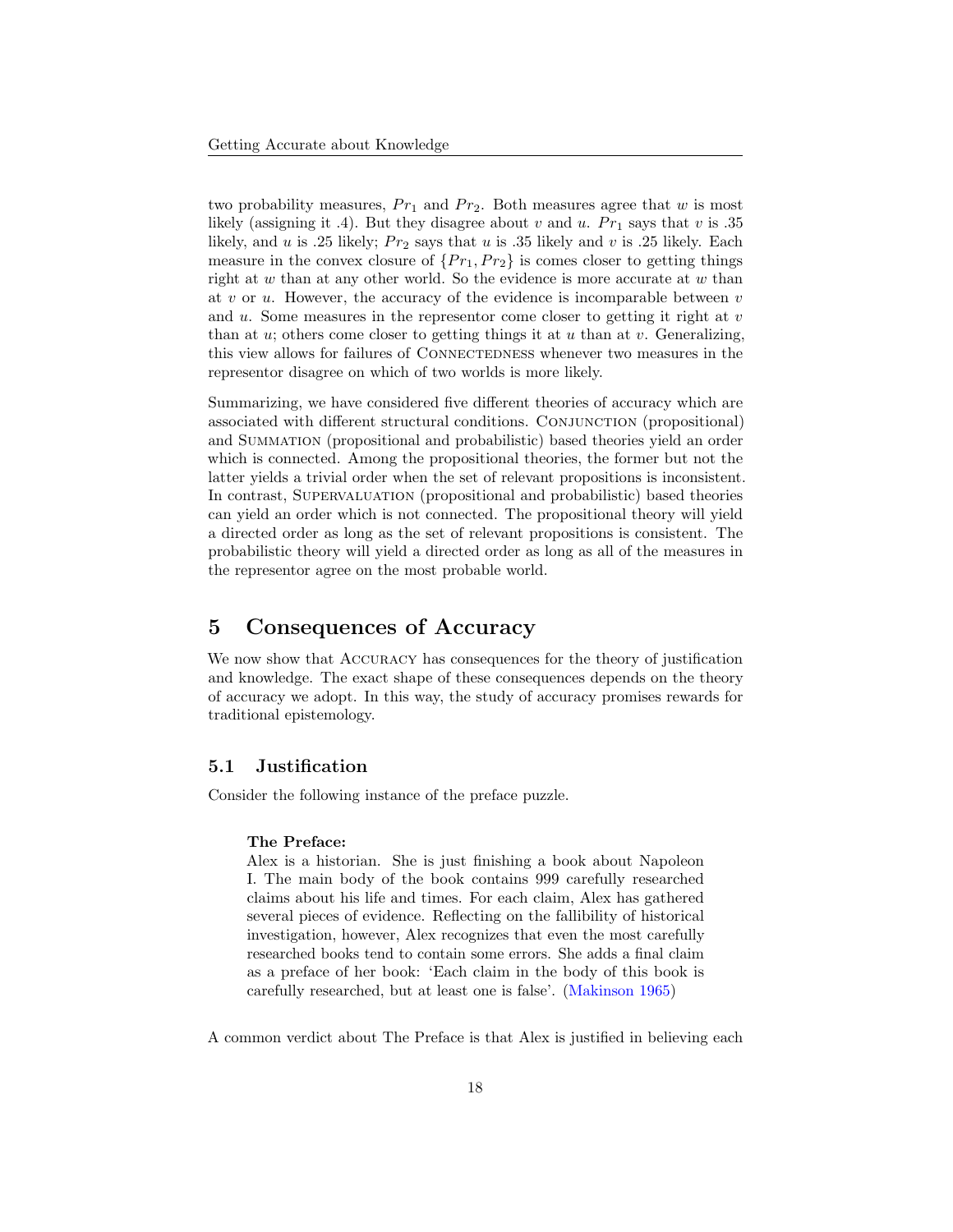two probability measures, $Pr_1$ and $Pr_2$. Both measures agree that $w$ is most likely (assigning it .4). But they disagree about $v$ and $u$. $Pr_1$ says that $v$ is .35 likely, and $u$ is .25 likely; $Pr_2$ says that $u$ is .35 likely and $v$ is .25 likely. Each measure in the convex closure of $\{Pr_1, Pr_2\}$ is comes closer to getting things right at $w$ than at any other world. So the evidence is more accurate at $w$ than at $v$ or $u$. However, the accuracy of the evidence is incomparable between $v$ and $u$. Some measures in the representor come closer to getting it right at $v$ than at $u$; others come closer to getting things it at $u$ than at $v$. Generalizing, this view allows for failures of CONNECTEDNESS whenever two measures in the representor disagree on which of two worlds is more likely.

Summarizing, we have considered five different theories of accuracy which are associated with different structural conditions. CONJUNCTION (propositional) and SUMMATION (propositional and probabilistic) based theories yield an order which is connected. Among the propositional theories, the former but not the latter yields a trivial order when the set of relevant propositions is inconsistent. In contrast, SUPERVALUATION (propositional and probabilistic) based theories can yield an order which is not connected. The propositional theory will yield a directed order as long as the set of relevant propositions is consistent. The probabilistic theory will yield a directed order as long as all of the measures in the representor agree on the most probable world.

## 5 Consequences of Accuracy

We now show that ACCURACY has consequences for the theory of justification and knowledge. The exact shape of these consequences depends on the theory of accuracy we adopt. In this way, the study of accuracy promises rewards for traditional epistemology.

### 5.1 Justification

Consider the following instance of the preface puzzle.

> **The Preface:**
> Alex is a historian. She is just finishing a book about Napoleon I. The main body of the book contains 999 carefully researched claims about his life and times. For each claim, Alex has gathered several pieces of evidence. Reflecting on the fallibility of historical investigation, however, Alex recognizes that even the most carefully researched books tend to contain some errors. She adds a final claim as a preface of her book: 'Each claim in the body of this book is carefully researched, but at least one is false'. (Makinson 1965)

A common verdict about The Preface is that Alex is justified in believing each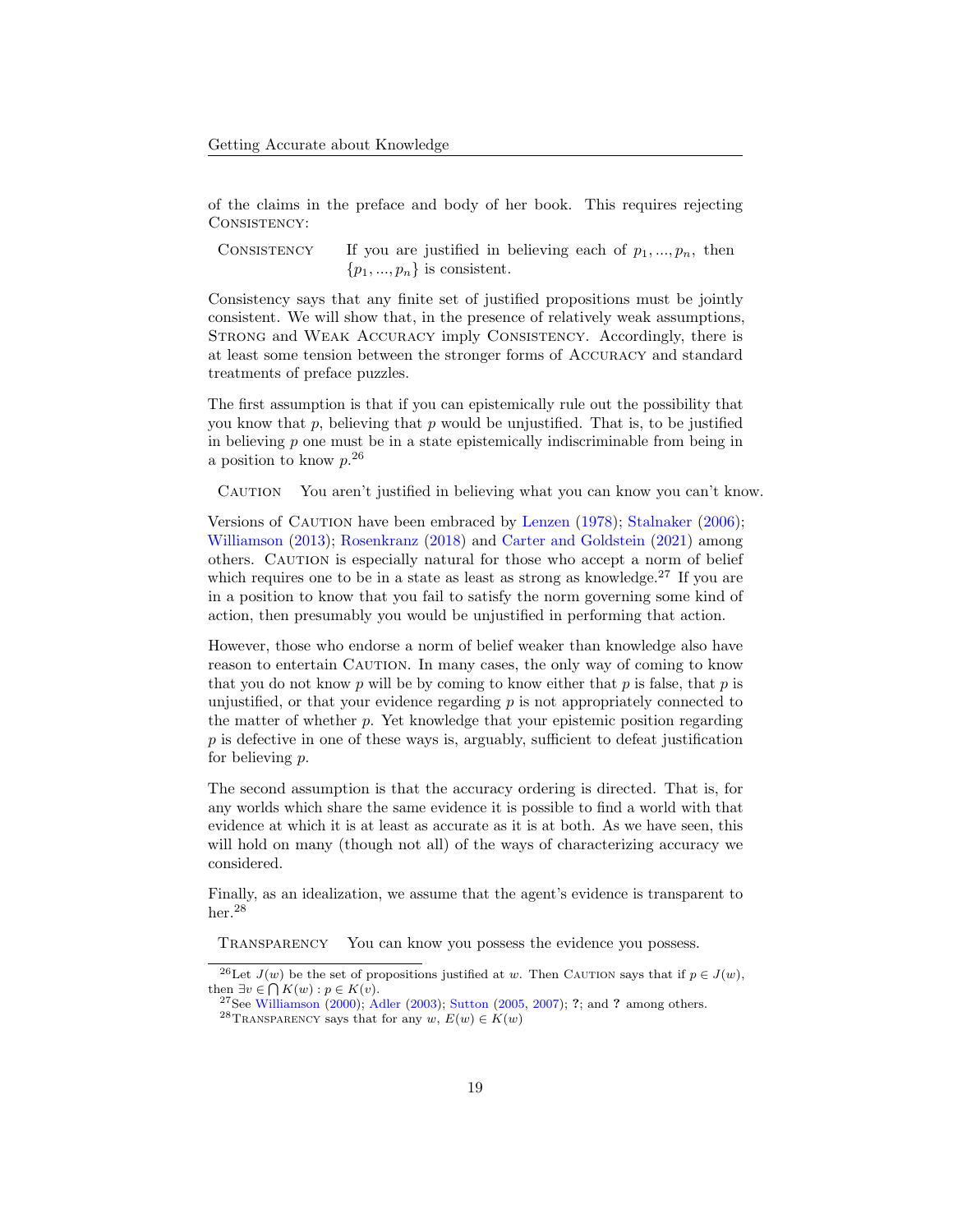of the claims in the preface and body of her book. This requires rejecting CONSISTENCY:

CONSISTENCY  If you are justified in believing each of $p_1, ..., p_n$, then $\{p_1, ..., p_n\}$ is consistent.

Consistency says that any finite set of justified propositions must be jointly consistent. We will show that, in the presence of relatively weak assumptions, STRONG and WEAK ACCURACY imply CONSISTENCY. Accordingly, there is at least some tension between the stronger forms of ACCURACY and standard treatments of preface puzzles.

The first assumption is that if you can epistemically rule out the possibility that you know that $p$, believing that $p$ would be unjustified. That is, to be justified in believing $p$ one must be in a state epistemically indiscriminable from being in a position to know $p$.[26]

CAUTION  You aren't justified in believing what you can know you can't know.

Versions of CAUTION have been embraced by Lenzen (1978); Stalnaker (2006); Williamson (2013); Rosenkranz (2018) and Carter and Goldstein (2021) among others. CAUTION is especially natural for those who accept a norm of belief which requires one to be in a state as least as strong as knowledge.[27] If you are in a position to know that you fail to satisfy the norm governing some kind of action, then presumably you would be unjustified in performing that action.

However, those who endorse a norm of belief weaker than knowledge also have reason to entertain CAUTION. In many cases, the only way of coming to know that you do not know $p$ will be by coming to know either that $p$ is false, that $p$ is unjustified, or that your evidence regarding $p$ is not appropriately connected to the matter of whether $p$. Yet knowledge that your epistemic position regarding $p$ is defective in one of these ways is, arguably, sufficient to defeat justification for believing $p$.

The second assumption is that the accuracy ordering is directed. That is, for any worlds which share the same evidence it is possible to find a world with that evidence at which it is at least as accurate as it is at both. As we have seen, this will hold on many (though not all) of the ways of characterizing accuracy we considered.

Finally, as an idealization, we assume that the agent's evidence is transparent to her.[28]

TRANSPARENCY  You can know you possess the evidence you possess.

[26] Let $J(w)$ be the set of propositions justified at $w$. Then CAUTION says that if $p \in J(w)$, then $\exists v \in \bigcap K(w) : p \in K(v)$.

[27] See Williamson (2000); Adler (2003); Sutton (2005, 2007); ?; and ? among others.

[28] TRANSPARENCY says that for any $w$, $E(w) \in K(w)$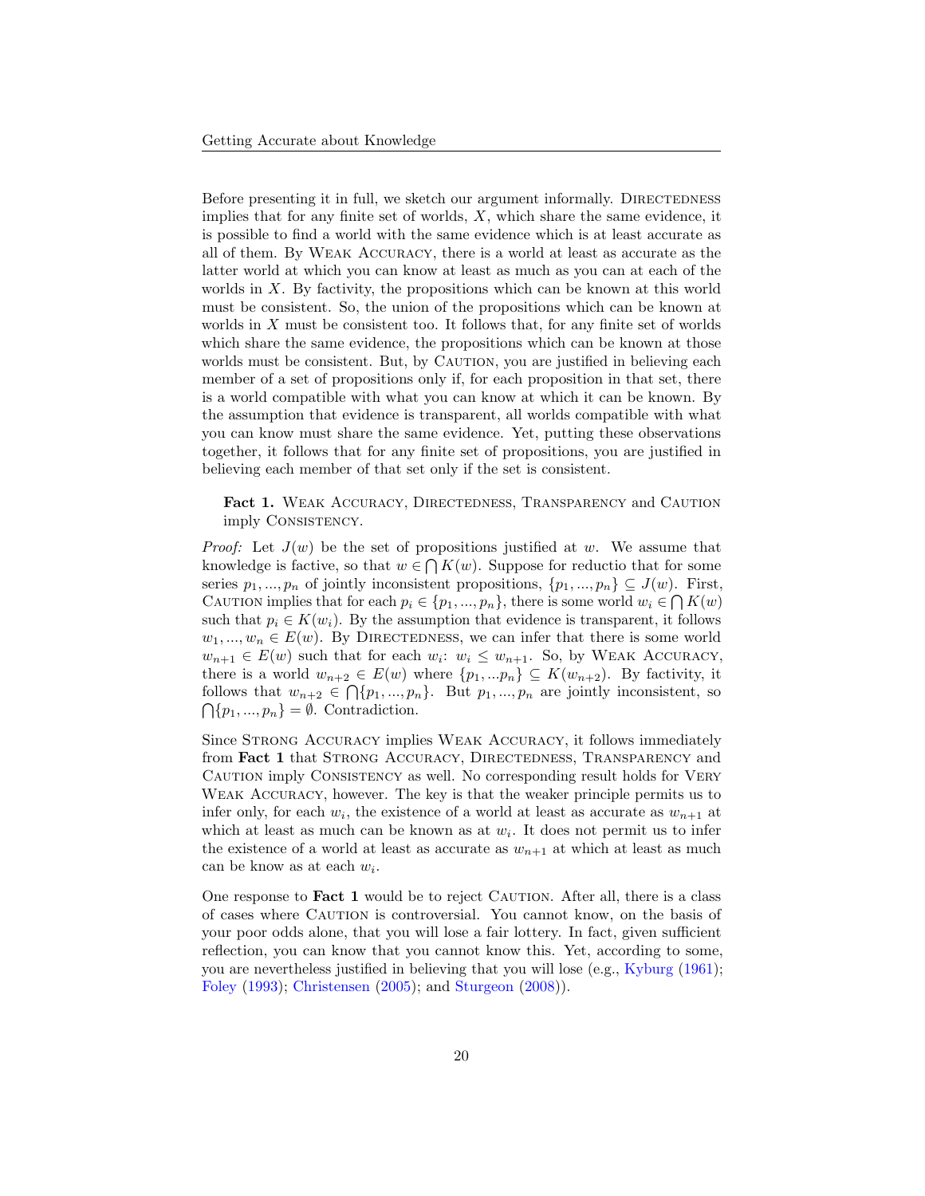Before presenting it in full, we sketch our argument informally. Directedness implies that for any finite set of worlds, $X$, which share the same evidence, it is possible to find a world with the same evidence which is at least accurate as all of them. By Weak Accuracy, there is a world at least as accurate as the latter world at which you can know at least as much as you can at each of the worlds in $X$. By factivity, the propositions which can be known at this world must be consistent. So, the union of the propositions which can be known at worlds in $X$ must be consistent too. It follows that, for any finite set of worlds which share the same evidence, the propositions which can be known at those worlds must be consistent. But, by Caution, you are justified in believing each member of a set of propositions only if, for each proposition in that set, there is a world compatible with what you can know at which it can be known. By the assumption that evidence is transparent, all worlds compatible with what you can know must share the same evidence. Yet, putting these observations together, it follows that for any finite set of propositions, you are justified in believing each member of that set only if the set is consistent.

**Fact 1.** Weak Accuracy, Directedness, Transparency and Caution imply Consistency.

*Proof:* Let $J(w)$ be the set of propositions justified at $w$. We assume that knowledge is factive, so that $w \in \bigcap K(w)$. Suppose for reductio that for some series $p_1, ..., p_n$ of jointly inconsistent propositions, $\{p_1, ..., p_n\} \subseteq J(w)$. First, Caution implies that for each $p_i \in \{p_1, ..., p_n\}$, there is some world $w_i \in \bigcap K(w)$ such that $p_i \in K(w_i)$. By the assumption that evidence is transparent, it follows $w_1, ..., w_n \in E(w)$. By Directedness, we can infer that there is some world $w_{n+1} \in E(w)$ such that for each $w_i$: $w_i \leq w_{n+1}$. So, by Weak Accuracy, there is a world $w_{n+2} \in E(w)$ where $\{p_1, ...p_n\} \subseteq K(w_{n+2})$. By factivity, it follows that $w_{n+2} \in \bigcap\{p_1, ..., p_n\}$. But $p_1, ..., p_n$ are jointly inconsistent, so $\bigcap\{p_1, ..., p_n\} = \emptyset$. Contradiction.

Since Strong Accuracy implies Weak Accuracy, it follows immediately from **Fact 1** that Strong Accuracy, Directedness, Transparency and Caution imply Consistency as well. No corresponding result holds for Very Weak Accuracy, however. The key is that the weaker principle permits us to infer only, for each $w_i$, the existence of a world at least as accurate as $w_{n+1}$ at which at least as much can be known as at $w_i$. It does not permit us to infer the existence of a world at least as accurate as $w_{n+1}$ at which at least as much can be know as at each $w_i$.

One response to **Fact 1** would be to reject Caution. After all, there is a class of cases where Caution is controversial. You cannot know, on the basis of your poor odds alone, that you will lose a fair lottery. In fact, given sufficient reflection, you can know that you cannot know this. Yet, according to some, you are nevertheless justified in believing that you will lose (e.g., Kyburg (1961); Foley (1993); Christensen (2005); and Sturgeon (2008)).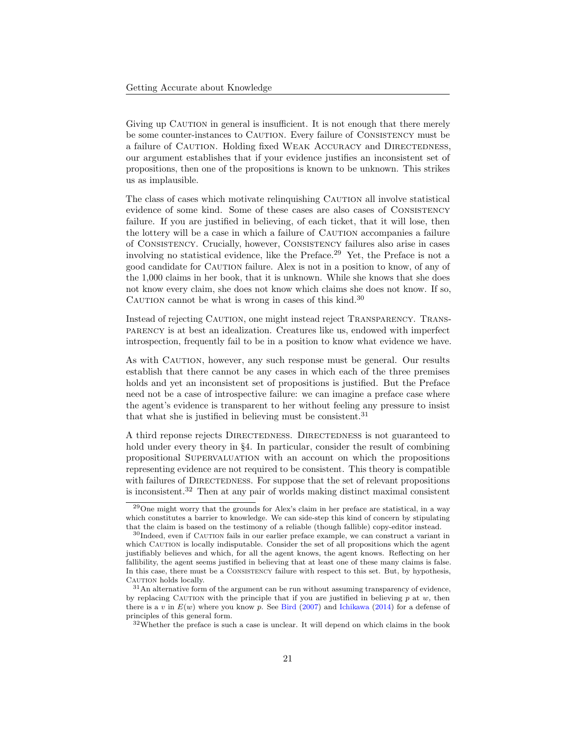Giving up Caution in general is insufficient. It is not enough that there merely be some counter-instances to Caution. Every failure of Consistency must be a failure of Caution. Holding fixed Weak Accuracy and Directedness, our argument establishes that if your evidence justifies an inconsistent set of propositions, then one of the propositions is known to be unknown. This strikes us as implausible.

The class of cases which motivate relinquishing Caution all involve statistical evidence of some kind. Some of these cases are also cases of Consistency failure. If you are justified in believing, of each ticket, that it will lose, then the lottery will be a case in which a failure of Caution accompanies a failure of Consistency. Crucially, however, Consistency failures also arise in cases involving no statistical evidence, like the Preface.[29] Yet, the Preface is not a good candidate for Caution failure. Alex is not in a position to know, of any of the 1,000 claims in her book, that it is unknown. While she knows that she does not know every claim, she does not know which claims she does not know. If so, Caution cannot be what is wrong in cases of this kind.[30]

Instead of rejecting Caution, one might instead reject Transparency. Transparency is at best an idealization. Creatures like us, endowed with imperfect introspection, frequently fail to be in a position to know what evidence we have.

As with Caution, however, any such response must be general. Our results establish that there cannot be any cases in which each of the three premises holds and yet an inconsistent set of propositions is justified. But the Preface need not be a case of introspective failure: we can imagine a preface case where the agent's evidence is transparent to her without feeling any pressure to insist that what she is justified in believing must be consistent.[31]

A third reponse rejects Directedness. Directedness is not guaranteed to hold under every theory in §4. In particular, consider the result of combining propositional Supervaluation with an account on which the propositions representing evidence are not required to be consistent. This theory is compatible with failures of Directedness. For suppose that the set of relevant propositions is inconsistent.[32] Then at any pair of worlds making distinct maximal consistent

---

[29] One might worry that the grounds for Alex's claim in her preface are statistical, in a way which constitutes a barrier to knowledge. We can side-step this kind of concern by stipulating that the claim is based on the testimony of a reliable (though fallible) copy-editor instead.

[30] Indeed, even if Caution fails in our earlier preface example, we can construct a variant in which Caution is locally indisputable. Consider the set of all propositions which the agent justifiably believes and which, for all the agent knows, the agent knows. Reflecting on her fallibility, the agent seems justified in believing that at least one of these many claims is false. In this case, there must be a Consistency failure with respect to this set. But, by hypothesis, Caution holds locally.

[31] An alternative form of the argument can be run without assuming transparency of evidence, by replacing Caution with the principle that if you are justified in believing $p$ at $w$, then there is a $v$ in $E(w)$ where you know $p$. See Bird (2007) and Ichikawa (2014) for a defense of principles of this general form.

[32] Whether the preface is such a case is unclear. It will depend on which claims in the book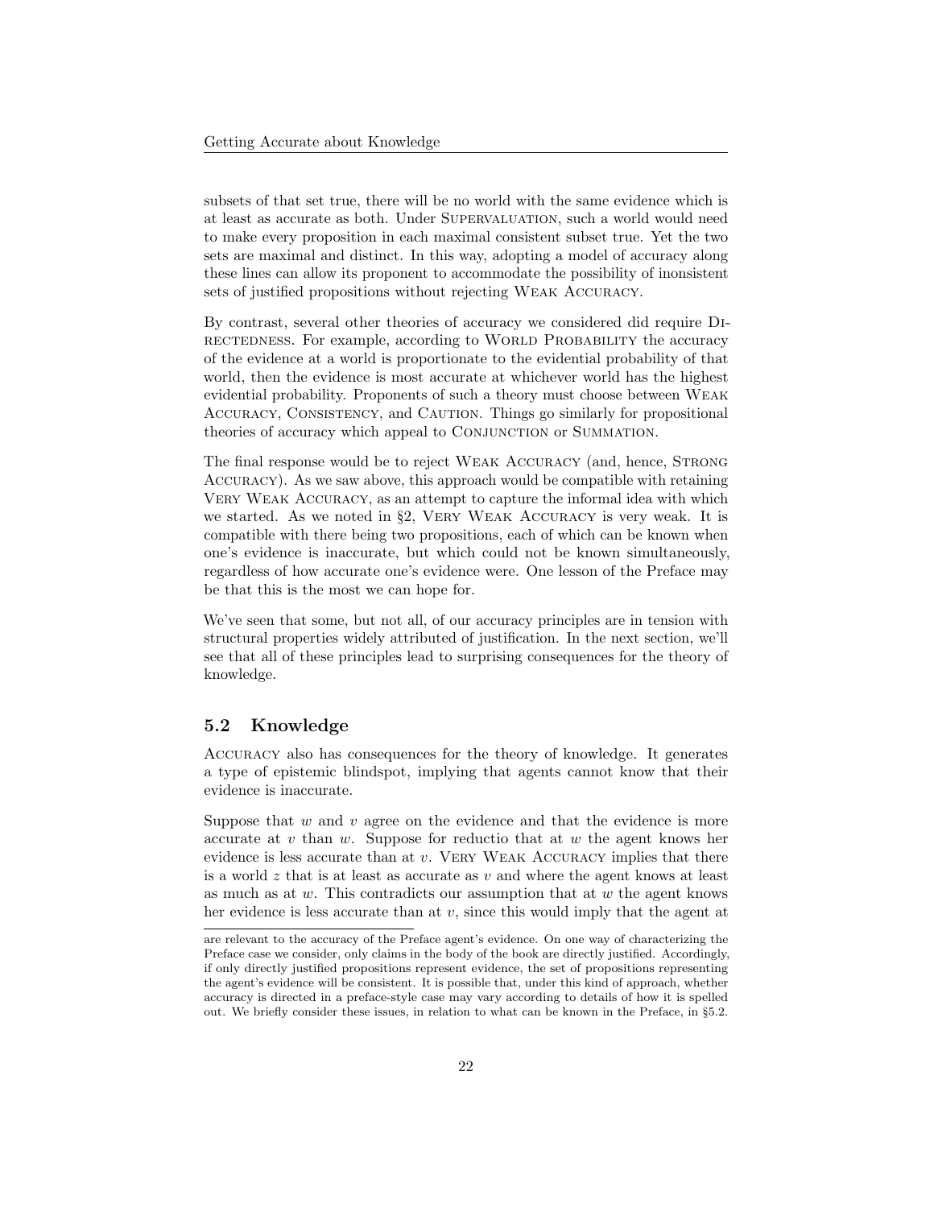subsets of that set true, there will be no world with the same evidence which is at least as accurate as both. Under Supervaluation, such a world would need to make every proposition in each maximal consistent subset true. Yet the two sets are maximal and distinct. In this way, adopting a model of accuracy along these lines can allow its proponent to accommodate the possibility of inonsistent sets of justified propositions without rejecting Weak Accuracy.

By contrast, several other theories of accuracy we considered did require Directedness. For example, according to World Probability the accuracy of the evidence at a world is proportionate to the evidential probability of that world, then the evidence is most accurate at whichever world has the highest evidential probability. Proponents of such a theory must choose between Weak Accuracy, Consistency, and Caution. Things go similarly for propositional theories of accuracy which appeal to Conjunction or Summation.

The final response would be to reject Weak Accuracy (and, hence, Strong Accuracy). As we saw above, this approach would be compatible with retaining Very Weak Accuracy, as an attempt to capture the informal idea with which we started. As we noted in §2, Very Weak Accuracy is very weak. It is compatible with there being two propositions, each of which can be known when one's evidence is inaccurate, but which could not be known simultaneously, regardless of how accurate one's evidence were. One lesson of the Preface may be that this is the most we can hope for.

We've seen that some, but not all, of our accuracy principles are in tension with structural properties widely attributed of justification. In the next section, we'll see that all of these principles lead to surprising consequences for the theory of knowledge.

## 5.2 Knowledge

Accuracy also has consequences for the theory of knowledge. It generates a type of epistemic blindspot, implying that agents cannot know that their evidence is inaccurate.

Suppose that $w$ and $v$ agree on the evidence and that the evidence is more accurate at $v$ than $w$. Suppose for reductio that at $w$ the agent knows her evidence is less accurate than at $v$. Very Weak Accuracy implies that there is a world $z$ that is at least as accurate as $v$ and where the agent knows at least as much as at $w$. This contradicts our assumption that at $w$ the agent knows her evidence is less accurate than at $v$, since this would imply that the agent at

are relevant to the accuracy of the Preface agent's evidence. On one way of characterizing the Preface case we consider, only claims in the body of the book are directly justified. Accordingly, if only directly justified propositions represent evidence, the set of propositions representing the agent's evidence will be consistent. It is possible that, under this kind of approach, whether accuracy is directed in a preface-style case may vary according to details of how it is spelled out. We briefly consider these issues, in relation to what can be known in the Preface, in §5.2.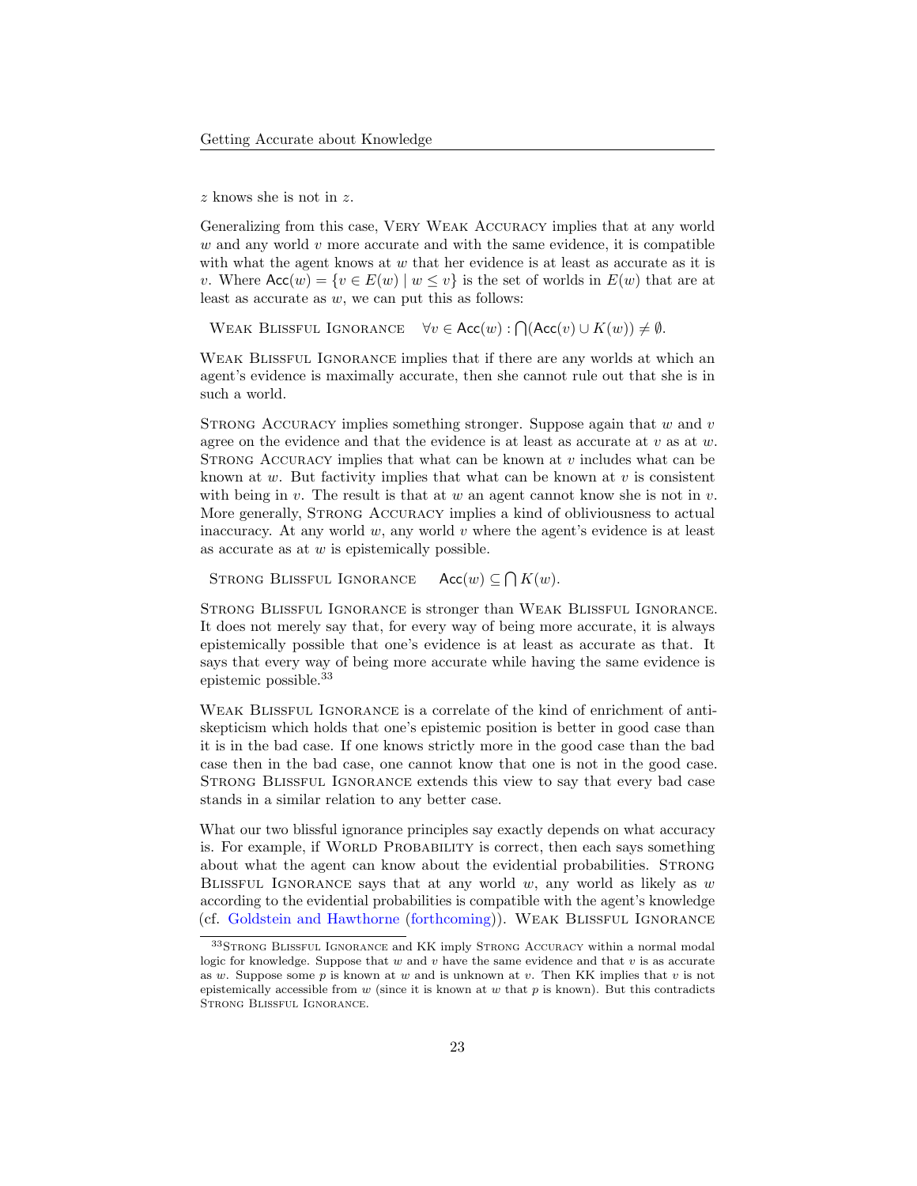$z$ knows she is not in $z$.

Generalizing from this case, VERY WEAK ACCURACY implies that at any world $w$ and any world $v$ more accurate and with the same evidence, it is compatible with what the agent knows at $w$ that her evidence is at least as accurate as it is $v$. Where $\mathsf{Acc}(w) = \{v \in E(w) \mid w \leq v\}$ is the set of worlds in $E(w)$ that are at least as accurate as $w$, we can put this as follows:

WEAK BLISSFUL IGNORANCE $\quad \forall v \in \mathsf{Acc}(w) : \bigcap(\mathsf{Acc}(v) \cup K(w)) \neq \emptyset$.

WEAK BLISSFUL IGNORANCE implies that if there are any worlds at which an agent's evidence is maximally accurate, then she cannot rule out that she is in such a world.

STRONG ACCURACY implies something stronger. Suppose again that $w$ and $v$ agree on the evidence and that the evidence is at least as accurate at $v$ as at $w$. STRONG ACCURACY implies that what can be known at $v$ includes what can be known at $w$. But factivity implies that what can be known at $v$ is consistent with being in $v$. The result is that at $w$ an agent cannot know she is not in $v$. More generally, STRONG ACCURACY implies a kind of obliviousness to actual inaccuracy. At any world $w$, any world $v$ where the agent's evidence is at least as accurate as at $w$ is epistemically possible.

STRONG BLISSFUL IGNORANCE $\quad \mathsf{Acc}(w) \subseteq \bigcap K(w)$.

STRONG BLISSFUL IGNORANCE is stronger than WEAK BLISSFUL IGNORANCE. It does not merely say that, for every way of being more accurate, it is always epistemically possible that one's evidence is at least as accurate as that. It says that every way of being more accurate while having the same evidence is epistemic possible.[33]

WEAK BLISSFUL IGNORANCE is a correlate of the kind of enrichment of anti-skepticism which holds that one's epistemic position is better in good case than it is in the bad case. If one knows strictly more in the good case than the bad case then in the bad case, one cannot know that one is not in the good case. STRONG BLISSFUL IGNORANCE extends this view to say that every bad case stands in a similar relation to any better case.

What our two blissful ignorance principles say exactly depends on what accuracy is. For example, if WORLD PROBABILITY is correct, then each says something about what the agent can know about the evidential probabilities. STRONG BLISSFUL IGNORANCE says that at any world $w$, any world as likely as $w$ according to the evidential probabilities is compatible with the agent's knowledge (cf. Goldstein and Hawthorne (forthcoming)). WEAK BLISSFUL IGNORANCE

[33] STRONG BLISSFUL IGNORANCE and KK imply STRONG ACCURACY within a normal modal logic for knowledge. Suppose that $w$ and $v$ have the same evidence and that $v$ is as accurate as $w$. Suppose some $p$ is known at $w$ and is unknown at $v$. Then KK implies that $v$ is not epistemically accessible from $w$ (since it is known at $w$ that $p$ is known). But this contradicts STRONG BLISSFUL IGNORANCE.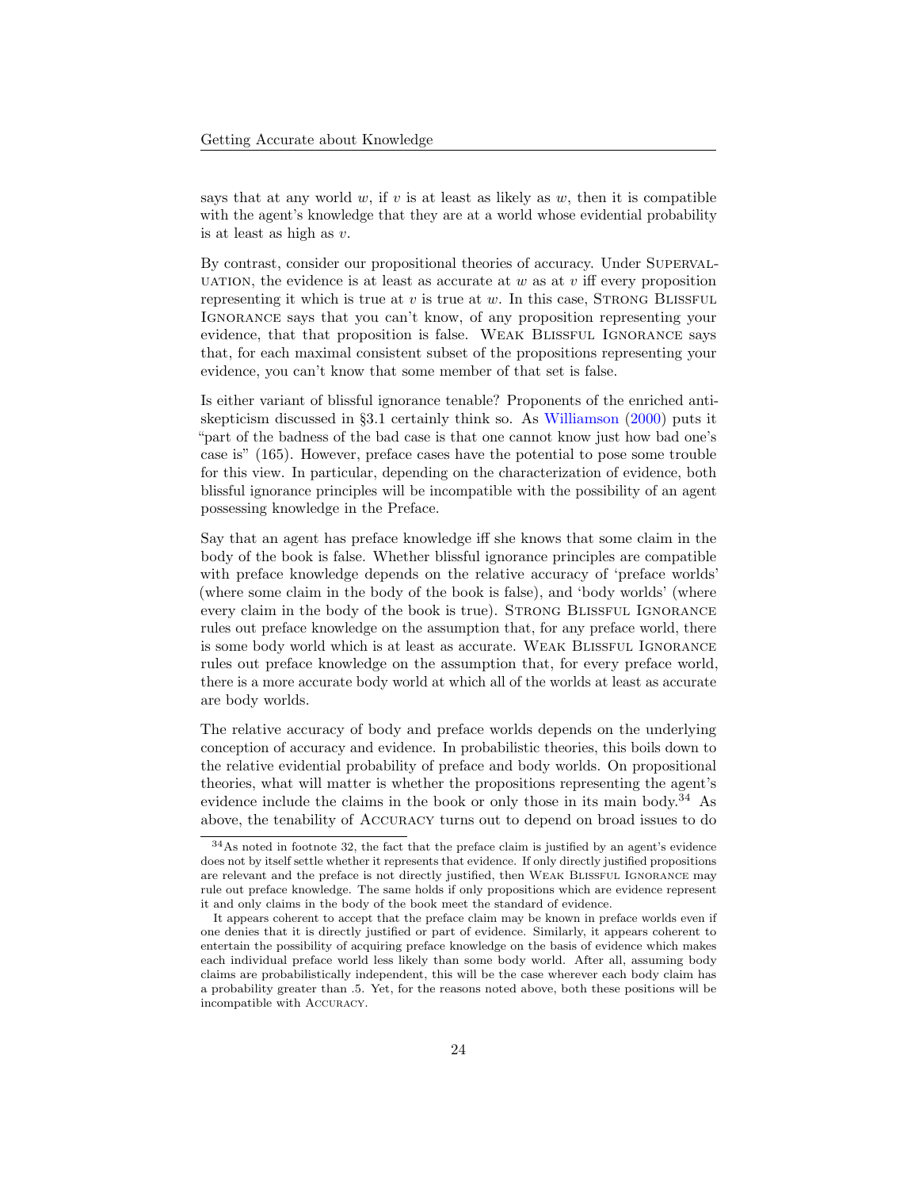says that at any world $w$, if $v$ is at least as likely as $w$, then it is compatible with the agent's knowledge that they are at a world whose evidential probability is at least as high as $v$.

By contrast, consider our propositional theories of accuracy. Under SUPERVALUATION, the evidence is at least as accurate at $w$ as at $v$ iff every proposition representing it which is true at $v$ is true at $w$. In this case, STRONG BLISSFUL IGNORANCE says that you can't know, of any proposition representing your evidence, that that proposition is false. WEAK BLISSFUL IGNORANCE says that, for each maximal consistent subset of the propositions representing your evidence, you can't know that some member of that set is false.

Is either variant of blissful ignorance tenable? Proponents of the enriched anti-skepticism discussed in §3.1 certainly think so. As Williamson (2000) puts it "part of the badness of the bad case is that one cannot know just how bad one's case is" (165). However, preface cases have the potential to pose some trouble for this view. In particular, depending on the characterization of evidence, both blissful ignorance principles will be incompatible with the possibility of an agent possessing knowledge in the Preface.

Say that an agent has preface knowledge iff she knows that some claim in the body of the book is false. Whether blissful ignorance principles are compatible with preface knowledge depends on the relative accuracy of 'preface worlds' (where some claim in the body of the book is false), and 'body worlds' (where every claim in the body of the book is true). STRONG BLISSFUL IGNORANCE rules out preface knowledge on the assumption that, for any preface world, there is some body world which is at least as accurate. WEAK BLISSFUL IGNORANCE rules out preface knowledge on the assumption that, for every preface world, there is a more accurate body world at which all of the worlds at least as accurate are body worlds.

The relative accuracy of body and preface worlds depends on the underlying conception of accuracy and evidence. In probabilistic theories, this boils down to the relative evidential probability of preface and body worlds. On propositional theories, what will matter is whether the propositions representing the agent's evidence include the claims in the book or only those in its main body.[34] As above, the tenability of ACCURACY turns out to depend on broad issues to do

[34] As noted in footnote 32, the fact that the preface claim is justified by an agent's evidence does not by itself settle whether it represents that evidence. If only directly justified propositions are relevant and the preface is not directly justified, then WEAK BLISSFUL IGNORANCE may rule out preface knowledge. The same holds if only propositions which are evidence represent it and only claims in the body of the book meet the standard of evidence.

It appears coherent to accept that the preface claim may be known in preface worlds even if one denies that it is directly justified or part of evidence. Similarly, it appears coherent to entertain the possibility of acquiring preface knowledge on the basis of evidence which makes each individual preface world less likely than some body world. After all, assuming body claims are probabilistically independent, this will be the case wherever each body claim has a probability greater than .5. Yet, for the reasons noted above, both these positions will be incompatible with ACCURACY.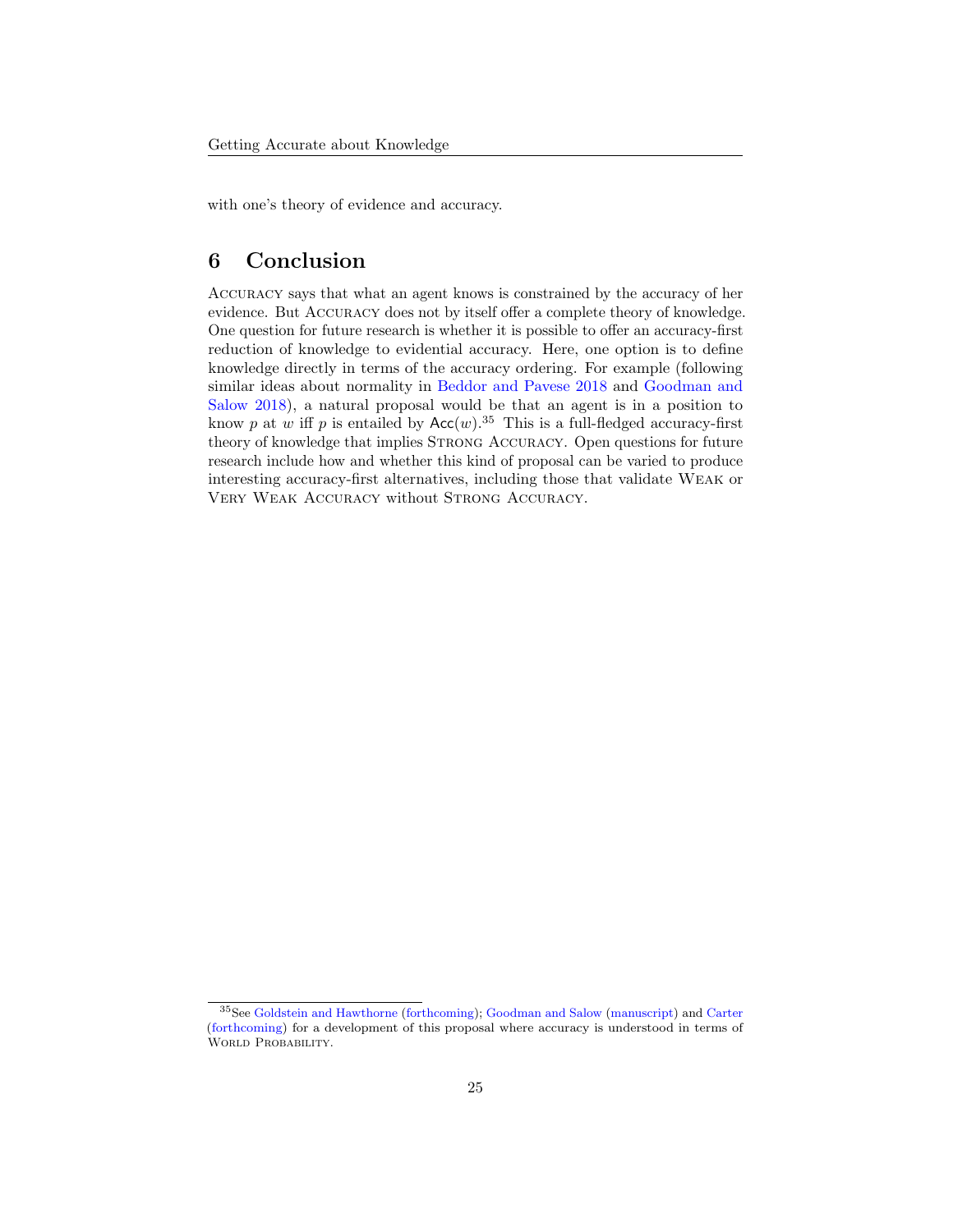with one's theory of evidence and accuracy.

## 6 Conclusion

Accuracy says that what an agent knows is constrained by the accuracy of her evidence. But Accuracy does not by itself offer a complete theory of knowledge. One question for future research is whether it is possible to offer an accuracy-first reduction of knowledge to evidential accuracy. Here, one option is to define knowledge directly in terms of the accuracy ordering. For example (following similar ideas about normality in Beddor and Pavese 2018 and Goodman and Salow 2018), a natural proposal would be that an agent is in a position to know $p$ at $w$ iff $p$ is entailed by $\mathsf{Acc}(w)$.[35] This is a full-fledged accuracy-first theory of knowledge that implies Strong Accuracy. Open questions for future research include how and whether this kind of proposal can be varied to produce interesting accuracy-first alternatives, including those that validate Weak or Very Weak Accuracy without Strong Accuracy.

[35] See Goldstein and Hawthorne (forthcoming); Goodman and Salow (manuscript) and Carter (forthcoming) for a development of this proposal where accuracy is understood in terms of World Probability.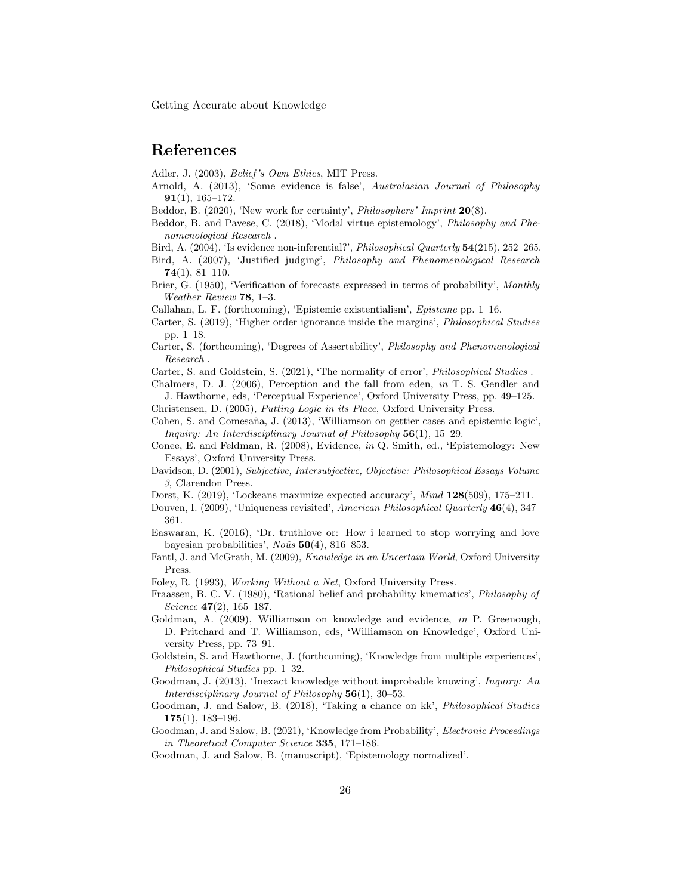## References

Adler, J. (2003), *Belief's Own Ethics*, MIT Press.

Arnold, A. (2013), 'Some evidence is false', *Australasian Journal of Philosophy* **91**(1), 165–172.

Beddor, B. (2020), 'New work for certainty', *Philosophers' Imprint* **20**(8).

Beddor, B. and Pavese, C. (2018), 'Modal virtue epistemology', *Philosophy and Phenomenological Research* .

Bird, A. (2004), 'Is evidence non-inferential?', *Philosophical Quarterly* **54**(215), 252–265.

Bird, A. (2007), 'Justified judging', *Philosophy and Phenomenological Research* **74**(1), 81–110.

Brier, G. (1950), 'Verification of forecasts expressed in terms of probability', *Monthly Weather Review* **78**, 1–3.

Callahan, L. F. (forthcoming), 'Epistemic existentialism', *Episteme* pp. 1–16.

Carter, S. (2019), 'Higher order ignorance inside the margins', *Philosophical Studies* pp. 1–18.

Carter, S. (forthcoming), 'Degrees of Assertability', *Philosophy and Phenomenological Research* .

Carter, S. and Goldstein, S. (2021), 'The normality of error', *Philosophical Studies* .

Chalmers, D. J. (2006), Perception and the fall from eden, *in* T. S. Gendler and J. Hawthorne, eds, 'Perceptual Experience', Oxford University Press, pp. 49–125.

Christensen, D. (2005), *Putting Logic in its Place*, Oxford University Press.

Cohen, S. and Comesaña, J. (2013), 'Williamson on gettier cases and epistemic logic', *Inquiry: An Interdisciplinary Journal of Philosophy* **56**(1), 15–29.

Conee, E. and Feldman, R. (2008), Evidence, *in* Q. Smith, ed., 'Epistemology: New Essays', Oxford University Press.

Davidson, D. (2001), *Subjective, Intersubjective, Objective: Philosophical Essays Volume 3*, Clarendon Press.

Dorst, K. (2019), 'Lockeans maximize expected accuracy', *Mind* **128**(509), 175–211.

Douven, I. (2009), 'Uniqueness revisited', *American Philosophical Quarterly* **46**(4), 347–361.

Easwaran, K. (2016), 'Dr. truthlove or: How i learned to stop worrying and love bayesian probabilities', *Noûs* **50**(4), 816–853.

Fantl, J. and McGrath, M. (2009), *Knowledge in an Uncertain World*, Oxford University Press.

Foley, R. (1993), *Working Without a Net*, Oxford University Press.

Fraassen, B. C. V. (1980), 'Rational belief and probability kinematics', *Philosophy of Science* **47**(2), 165–187.

Goldman, A. (2009), Williamson on knowledge and evidence, *in* P. Greenough, D. Pritchard and T. Williamson, eds, 'Williamson on Knowledge', Oxford University Press, pp. 73–91.

Goldstein, S. and Hawthorne, J. (forthcoming), 'Knowledge from multiple experiences', *Philosophical Studies* pp. 1–32.

Goodman, J. (2013), 'Inexact knowledge without improbable knowing', *Inquiry: An Interdisciplinary Journal of Philosophy* **56**(1), 30–53.

Goodman, J. and Salow, B. (2018), 'Taking a chance on kk', *Philosophical Studies* **175**(1), 183–196.

Goodman, J. and Salow, B. (2021), 'Knowledge from Probability', *Electronic Proceedings in Theoretical Computer Science* **335**, 171–186.

Goodman, J. and Salow, B. (manuscript), 'Epistemology normalized'.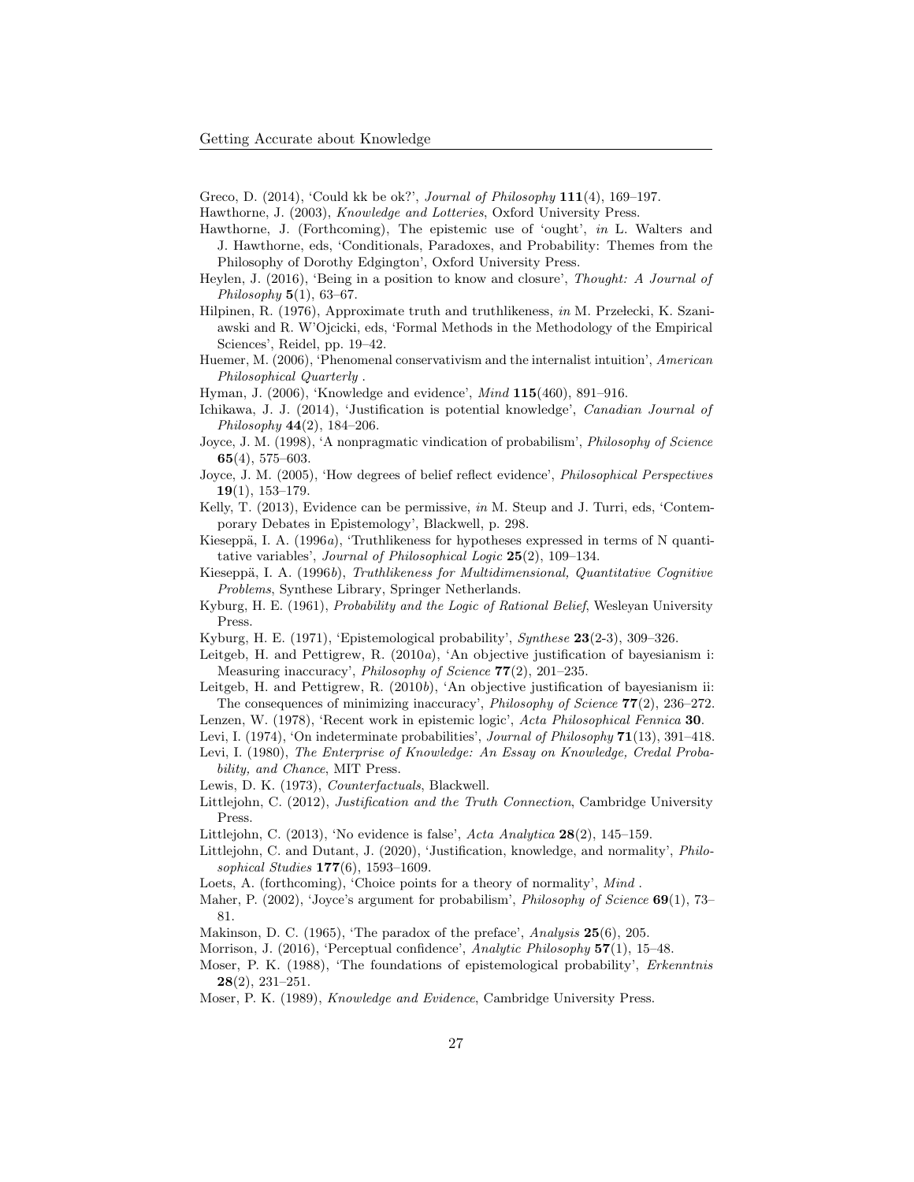Greco, D. (2014), 'Could kk be ok?', *Journal of Philosophy* **111**(4), 169–197.

Hawthorne, J. (2003), *Knowledge and Lotteries*, Oxford University Press.

Hawthorne, J. (Forthcoming), The epistemic use of 'ought', *in* L. Walters and J. Hawthorne, eds, 'Conditionals, Paradoxes, and Probability: Themes from the Philosophy of Dorothy Edgington', Oxford University Press.

Heylen, J. (2016), 'Being in a position to know and closure', *Thought: A Journal of Philosophy* **5**(1), 63–67.

Hilpinen, R. (1976), Approximate truth and truthlikeness, *in* M. Przełecki, K. Szaniawski and R. W'Ojcicki, eds, 'Formal Methods in the Methodology of the Empirical Sciences', Reidel, pp. 19–42.

Huemer, M. (2006), 'Phenomenal conservativism and the internalist intuition', *American Philosophical Quarterly* .

Hyman, J. (2006), 'Knowledge and evidence', *Mind* **115**(460), 891–916.

Ichikawa, J. J. (2014), 'Justification is potential knowledge', *Canadian Journal of Philosophy* **44**(2), 184–206.

Joyce, J. M. (1998), 'A nonpragmatic vindication of probabilism', *Philosophy of Science* **65**(4), 575–603.

Joyce, J. M. (2005), 'How degrees of belief reflect evidence', *Philosophical Perspectives* **19**(1), 153–179.

Kelly, T. (2013), Evidence can be permissive, *in* M. Steup and J. Turri, eds, 'Contemporary Debates in Epistemology', Blackwell, p. 298.

Kieseppä, I. A. (1996*a*), 'Truthlikeness for hypotheses expressed in terms of N quantitative variables', *Journal of Philosophical Logic* **25**(2), 109–134.

Kieseppä, I. A. (1996*b*), *Truthlikeness for Multidimensional, Quantitative Cognitive Problems*, Synthese Library, Springer Netherlands.

Kyburg, H. E. (1961), *Probability and the Logic of Rational Belief*, Wesleyan University Press.

Kyburg, H. E. (1971), 'Epistemological probability', *Synthese* **23**(2-3), 309–326.

Leitgeb, H. and Pettigrew, R. (2010*a*), 'An objective justification of bayesianism i: Measuring inaccuracy', *Philosophy of Science* **77**(2), 201–235.

Leitgeb, H. and Pettigrew, R. (2010*b*), 'An objective justification of bayesianism ii: The consequences of minimizing inaccuracy', *Philosophy of Science* **77**(2), 236–272.

Lenzen, W. (1978), 'Recent work in epistemic logic', *Acta Philosophical Fennica* **30**.

Levi, I. (1974), 'On indeterminate probabilities', *Journal of Philosophy* **71**(13), 391–418.

Levi, I. (1980), *The Enterprise of Knowledge: An Essay on Knowledge, Credal Probability, and Chance*, MIT Press.

Lewis, D. K. (1973), *Counterfactuals*, Blackwell.

Littlejohn, C. (2012), *Justification and the Truth Connection*, Cambridge University Press.

Littlejohn, C. (2013), 'No evidence is false', *Acta Analytica* **28**(2), 145–159.

Littlejohn, C. and Dutant, J. (2020), 'Justification, knowledge, and normality', *Philosophical Studies* **177**(6), 1593–1609.

Loets, A. (forthcoming), 'Choice points for a theory of normality', *Mind* .

Maher, P. (2002), 'Joyce's argument for probabilism', *Philosophy of Science* **69**(1), 73–81.

Makinson, D. C. (1965), 'The paradox of the preface', *Analysis* **25**(6), 205.

Morrison, J. (2016), 'Perceptual confidence', *Analytic Philosophy* **57**(1), 15–48.

Moser, P. K. (1988), 'The foundations of epistemological probability', *Erkenntnis* **28**(2), 231–251.

Moser, P. K. (1989), *Knowledge and Evidence*, Cambridge University Press.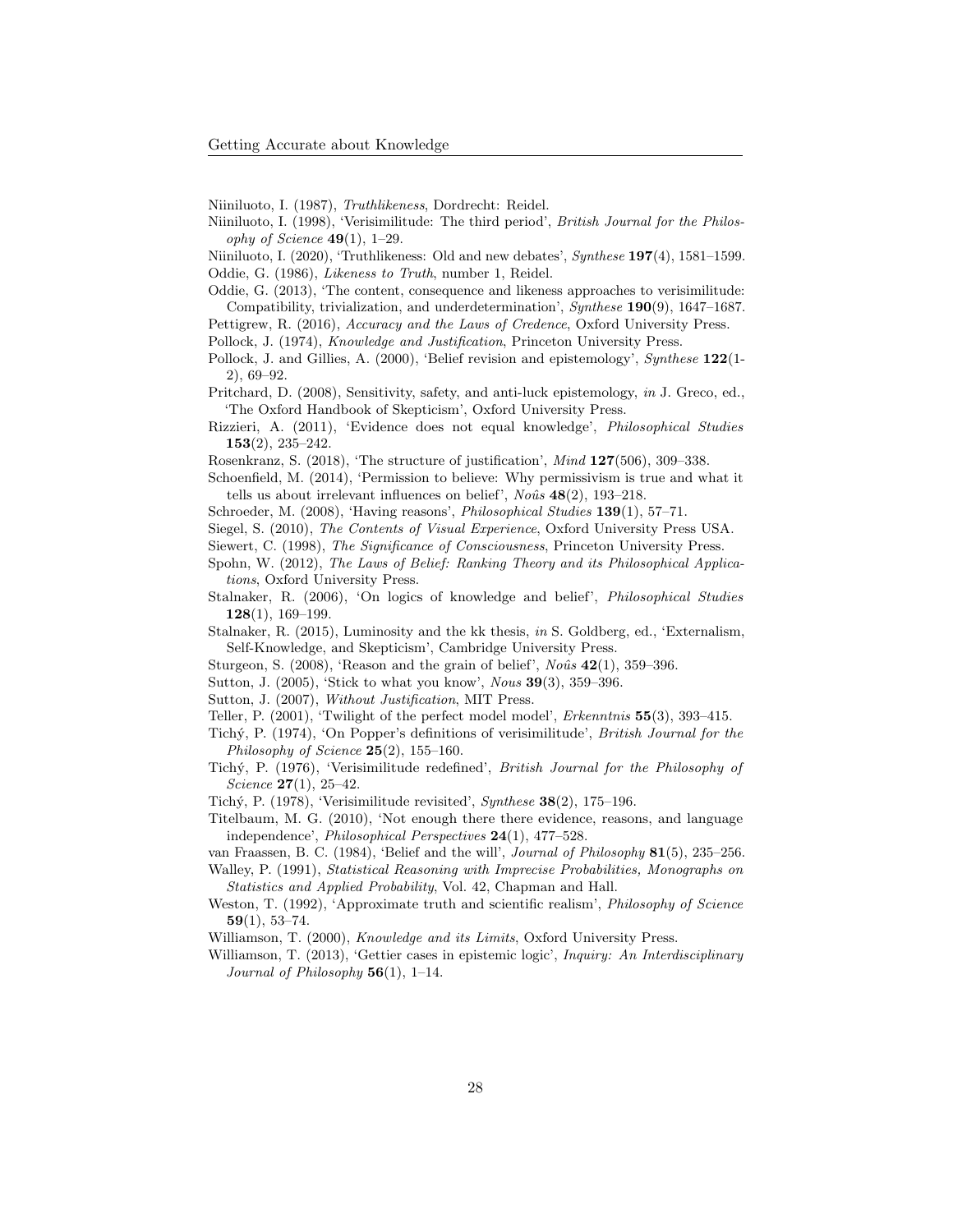Niiniluoto, I. (1987), *Truthlikeness*, Dordrecht: Reidel.

Niiniluoto, I. (1998), 'Verisimilitude: The third period', *British Journal for the Philosophy of Science* **49**(1), 1–29.

Niiniluoto, I. (2020), 'Truthlikeness: Old and new debates', *Synthese* **197**(4), 1581–1599.

Oddie, G. (1986), *Likeness to Truth*, number 1, Reidel.

Oddie, G. (2013), 'The content, consequence and likeness approaches to verisimilitude: Compatibility, trivialization, and underdetermination', *Synthese* **190**(9), 1647–1687.

Pettigrew, R. (2016), *Accuracy and the Laws of Credence*, Oxford University Press.

Pollock, J. (1974), *Knowledge and Justification*, Princeton University Press.

Pollock, J. and Gillies, A. (2000), 'Belief revision and epistemology', *Synthese* **122**(1-2), 69–92.

Pritchard, D. (2008), Sensitivity, safety, and anti-luck epistemology, *in* J. Greco, ed., 'The Oxford Handbook of Skepticism', Oxford University Press.

Rizzieri, A. (2011), 'Evidence does not equal knowledge', *Philosophical Studies* **153**(2), 235–242.

Rosenkranz, S. (2018), 'The structure of justification', *Mind* **127**(506), 309–338.

Schoenfield, M. (2014), 'Permission to believe: Why permissivism is true and what it tells us about irrelevant influences on belief', *Noûs* **48**(2), 193–218.

Schroeder, M. (2008), 'Having reasons', *Philosophical Studies* **139**(1), 57–71.

Siegel, S. (2010), *The Contents of Visual Experience*, Oxford University Press USA.

Siewert, C. (1998), *The Significance of Consciousness*, Princeton University Press.

Spohn, W. (2012), *The Laws of Belief: Ranking Theory and its Philosophical Applications*, Oxford University Press.

Stalnaker, R. (2006), 'On logics of knowledge and belief', *Philosophical Studies* **128**(1), 169–199.

Stalnaker, R. (2015), Luminosity and the kk thesis, *in* S. Goldberg, ed., 'Externalism, Self-Knowledge, and Skepticism', Cambridge University Press.

Sturgeon, S. (2008), 'Reason and the grain of belief', *Noûs* **42**(1), 359–396.

Sutton, J. (2005), 'Stick to what you know', *Nous* **39**(3), 359–396.

Sutton, J. (2007), *Without Justification*, MIT Press.

Teller, P. (2001), 'Twilight of the perfect model model', *Erkenntnis* **55**(3), 393–415.

Tichý, P. (1974), 'On Popper's definitions of verisimilitude', *British Journal for the Philosophy of Science* **25**(2), 155–160.

Tichý, P. (1976), 'Verisimilitude redefined', *British Journal for the Philosophy of Science* **27**(1), 25–42.

Tichý, P. (1978), 'Verisimilitude revisited', *Synthese* **38**(2), 175–196.

Titelbaum, M. G. (2010), 'Not enough there there evidence, reasons, and language independence', *Philosophical Perspectives* **24**(1), 477–528.

van Fraassen, B. C. (1984), 'Belief and the will', *Journal of Philosophy* **81**(5), 235–256.

Walley, P. (1991), *Statistical Reasoning with Imprecise Probabilities, Monographs on Statistics and Applied Probability*, Vol. 42, Chapman and Hall.

Weston, T. (1992), 'Approximate truth and scientific realism', *Philosophy of Science* **59**(1), 53–74.

Williamson, T. (2000), *Knowledge and its Limits*, Oxford University Press.

Williamson, T. (2013), 'Gettier cases in epistemic logic', *Inquiry: An Interdisciplinary Journal of Philosophy* **56**(1), 1–14.